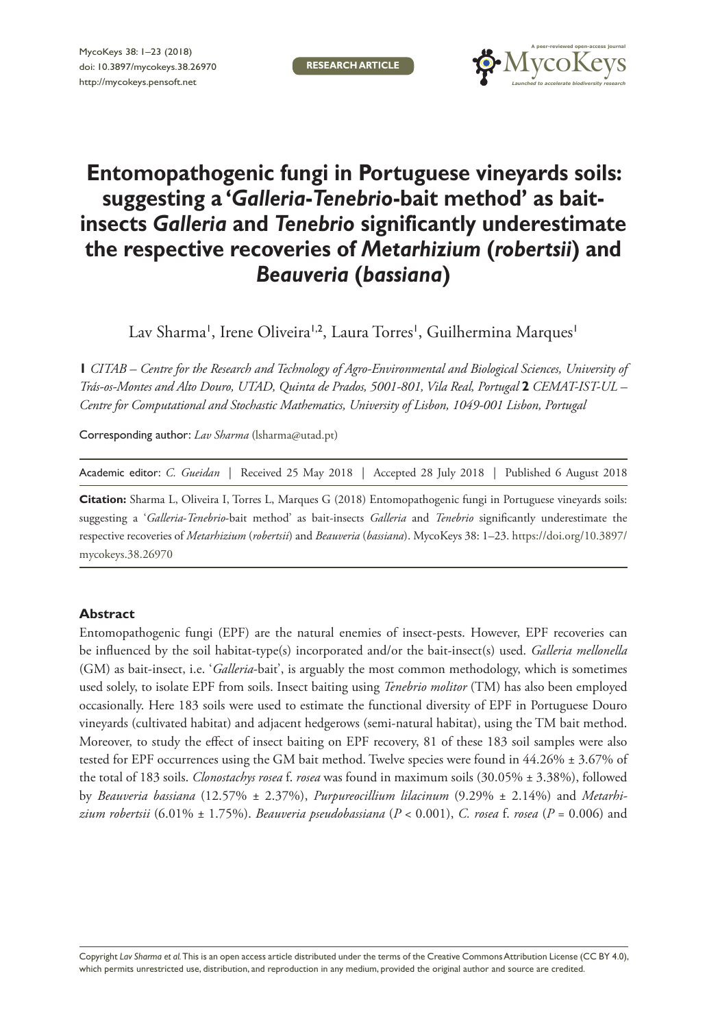RESEARCH ARTICLE

# Entomopathogenic fungi in Portuguese vineyards soils: suggesting a '*Galleria-Tenebrio*-bait method' as bait-insects *Galleria* and *Tenebrio* significantly underestimate the respective recoveries of *Metarhizium* (*robertsii*) and *Beauveria* (*bassiana*)

Lav Sharma[1], Irene Oliveira[1,2], Laura Torres[1], Guilhermina Marques[1]

**1** *CITAB – Centre for the Research and Technology of Agro-Environmental and Biological Sciences, University of Trás-os-Montes and Alto Douro, UTAD, Quinta de Prados, 5001-801, Vila Real, Portugal* **2** *CEMAT-IST-UL – Centre for Computational and Stochastic Mathematics, University of Lisbon, 1049-001 Lisbon, Portugal*

Corresponding author: *Lav Sharma* (lsharma@utad.pt)

Academic editor: *C. Gueidan* | Received 25 May 2018 | Accepted 28 July 2018 | Published 6 August 2018

**Citation:** Sharma L, Oliveira I, Torres L, Marques G (2018) Entomopathogenic fungi in Portuguese vineyards soils: suggesting a '*Galleria-Tenebrio*-bait method' as bait-insects *Galleria* and *Tenebrio* significantly underestimate the respective recoveries of *Metarhizium* (*robertsii*) and *Beauveria* (*bassiana*). MycoKeys 38: 1–23. https://doi.org/10.3897/mycokeys.38.26970

## Abstract

Entomopathogenic fungi (EPF) are the natural enemies of insect-pests. However, EPF recoveries can be influenced by the soil habitat-type(s) incorporated and/or the bait-insect(s) used. *Galleria mellonella* (GM) as bait-insect, i.e. '*Galleria*-bait', is arguably the most common methodology, which is sometimes used solely, to isolate EPF from soils. Insect baiting using *Tenebrio molitor* (TM) has also been employed occasionally. Here 183 soils were used to estimate the functional diversity of EPF in Portuguese Douro vineyards (cultivated habitat) and adjacent hedgerows (semi-natural habitat), using the TM bait method. Moreover, to study the effect of insect baiting on EPF recovery, 81 of these 183 soil samples were also tested for EPF occurrences using the GM bait method. Twelve species were found in 44.26% ± 3.67% of the total of 183 soils. *Clonostachys rosea* f. *rosea* was found in maximum soils (30.05% ± 3.38%), followed by *Beauveria bassiana* (12.57% ± 2.37%), *Purpureocillium lilacinum* (9.29% ± 2.14%) and *Metarhizium robertsii* (6.01% ± 1.75%). *Beauveria pseudobassiana* ($P < 0.001$), *C. rosea* f. *rosea* ($P = 0.006$) and

Copyright *Lav Sharma et al.* This is an open access article distributed under the terms of the Creative Commons Attribution License (CC BY 4.0), which permits unrestricted use, distribution, and reproduction in any medium, provided the original author and source are credited.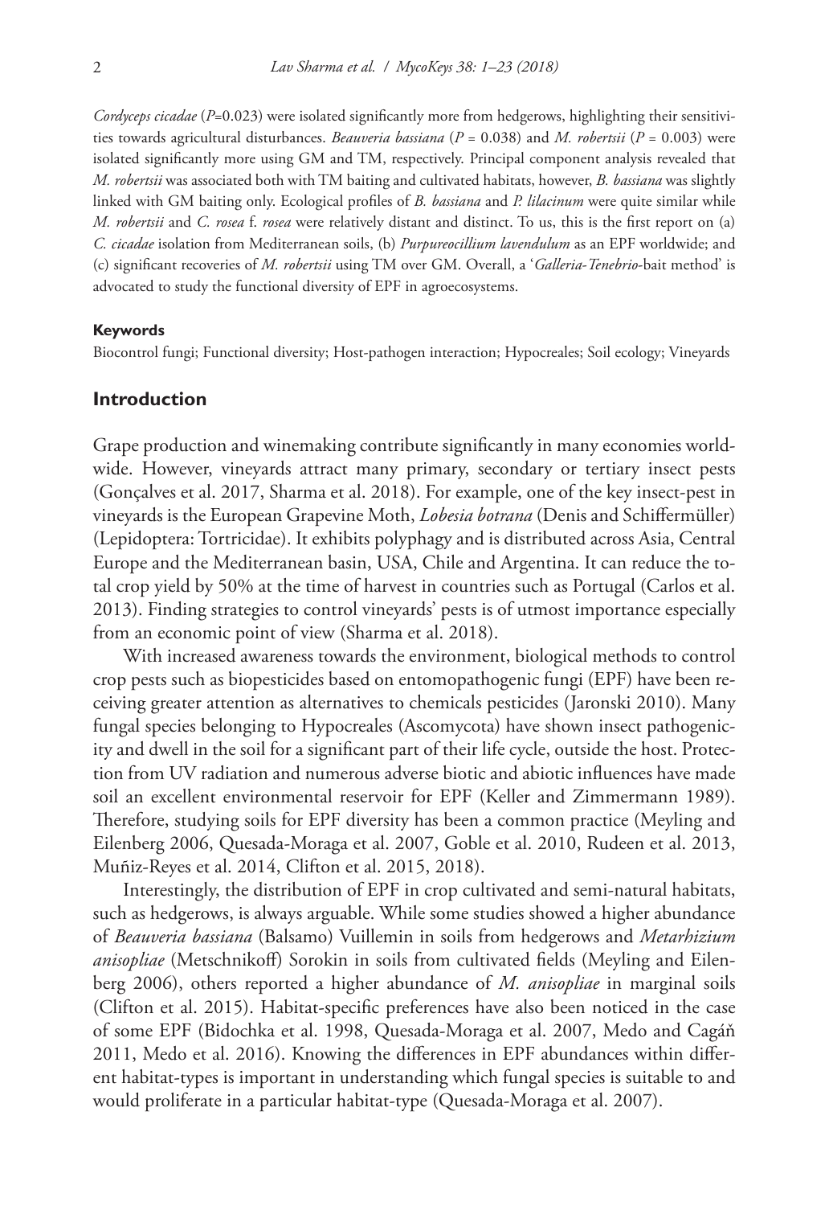*Cordyceps cicadae* ($P$=0.023) were isolated significantly more from hedgerows, highlighting their sensitivities towards agricultural disturbances. *Beauveria bassiana* ($P$ = 0.038) and *M. robertsii* ($P$ = 0.003) were isolated significantly more using GM and TM, respectively. Principal component analysis revealed that *M. robertsii* was associated both with TM baiting and cultivated habitats, however, *B. bassiana* was slightly linked with GM baiting only. Ecological profiles of *B. bassiana* and *P. lilacinum* were quite similar while *M. robertsii* and *C. rosea* f. *rosea* were relatively distant and distinct. To us, this is the first report on (a) *C. cicadae* isolation from Mediterranean soils, (b) *Purpureocillium lavendulum* as an EPF worldwide; and (c) significant recoveries of *M. robertsii* using TM over GM. Overall, a '*Galleria-Tenebrio*-bait method' is advocated to study the functional diversity of EPF in agroecosystems.

#### Keywords

Biocontrol fungi; Functional diversity; Host-pathogen interaction; Hypocreales; Soil ecology; Vineyards

## Introduction

Grape production and winemaking contribute significantly in many economies worldwide. However, vineyards attract many primary, secondary or tertiary insect pests (Gonçalves et al. 2017, Sharma et al. 2018). For example, one of the key insect-pest in vineyards is the European Grapevine Moth, *Lobesia botrana* (Denis and Schiffermüller) (Lepidoptera: Tortricidae). It exhibits polyphagy and is distributed across Asia, Central Europe and the Mediterranean basin, USA, Chile and Argentina. It can reduce the total crop yield by 50% at the time of harvest in countries such as Portugal (Carlos et al. 2013). Finding strategies to control vineyards' pests is of utmost importance especially from an economic point of view (Sharma et al. 2018).

With increased awareness towards the environment, biological methods to control crop pests such as biopesticides based on entomopathogenic fungi (EPF) have been receiving greater attention as alternatives to chemicals pesticides (Jaronski 2010). Many fungal species belonging to Hypocreales (Ascomycota) have shown insect pathogenicity and dwell in the soil for a significant part of their life cycle, outside the host. Protection from UV radiation and numerous adverse biotic and abiotic influences have made soil an excellent environmental reservoir for EPF (Keller and Zimmermann 1989). Therefore, studying soils for EPF diversity has been a common practice (Meyling and Eilenberg 2006, Quesada-Moraga et al. 2007, Goble et al. 2010, Rudeen et al. 2013, Muñiz-Reyes et al. 2014, Clifton et al. 2015, 2018).

Interestingly, the distribution of EPF in crop cultivated and semi-natural habitats, such as hedgerows, is always arguable. While some studies showed a higher abundance of *Beauveria bassiana* (Balsamo) Vuillemin in soils from hedgerows and *Metarhizium anisopliae* (Metschnikoff) Sorokin in soils from cultivated fields (Meyling and Eilenberg 2006), others reported a higher abundance of *M. anisopliae* in marginal soils (Clifton et al. 2015). Habitat-specific preferences have also been noticed in the case of some EPF (Bidochka et al. 1998, Quesada-Moraga et al. 2007, Medo and Cagáň 2011, Medo et al. 2016). Knowing the differences in EPF abundances within different habitat-types is important in understanding which fungal species is suitable to and would proliferate in a particular habitat-type (Quesada-Moraga et al. 2007).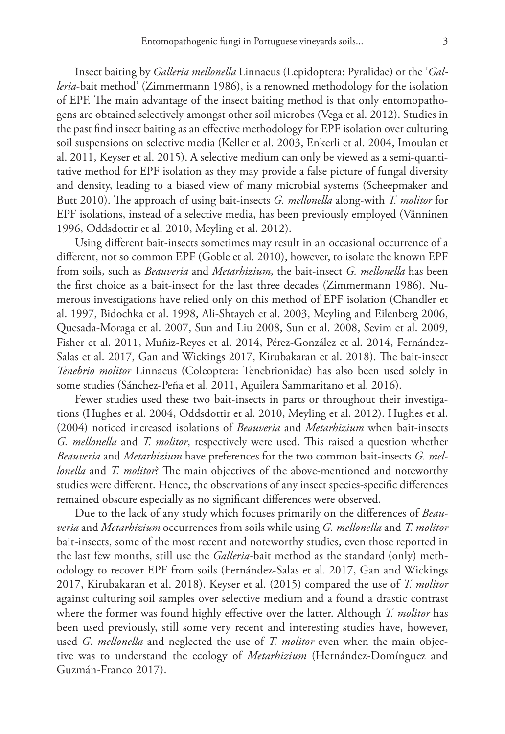Insect baiting by *Galleria mellonella* Linnaeus (Lepidoptera: Pyralidae) or the '*Galleria*-bait method' (Zimmermann 1986), is a renowned methodology for the isolation of EPF. The main advantage of the insect baiting method is that only entomopathogens are obtained selectively amongst other soil microbes (Vega et al. 2012). Studies in the past find insect baiting as an effective methodology for EPF isolation over culturing soil suspensions on selective media (Keller et al. 2003, Enkerli et al. 2004, Imoulan et al. 2011, Keyser et al. 2015). A selective medium can only be viewed as a semi-quantitative method for EPF isolation as they may provide a false picture of fungal diversity and density, leading to a biased view of many microbial systems (Scheepmaker and Butt 2010). The approach of using bait-insects *G. mellonella* along-with *T. molitor* for EPF isolations, instead of a selective media, has been previously employed (Vänninen 1996, Oddsdottir et al. 2010, Meyling et al. 2012).

Using different bait-insects sometimes may result in an occasional occurrence of a different, not so common EPF (Goble et al. 2010), however, to isolate the known EPF from soils, such as *Beauveria* and *Metarhizium*, the bait-insect *G. mellonella* has been the first choice as a bait-insect for the last three decades (Zimmermann 1986). Numerous investigations have relied only on this method of EPF isolation (Chandler et al. 1997, Bidochka et al. 1998, Ali-Shtayeh et al. 2003, Meyling and Eilenberg 2006, Quesada-Moraga et al. 2007, Sun and Liu 2008, Sun et al. 2008, Sevim et al. 2009, Fisher et al. 2011, Muñiz-Reyes et al. 2014, Pérez-González et al. 2014, Fernández-Salas et al. 2017, Gan and Wickings 2017, Kirubakaran et al. 2018). The bait-insect *Tenebrio molitor* Linnaeus (Coleoptera: Tenebrionidae) has also been used solely in some studies (Sánchez-Peña et al. 2011, Aguilera Sammaritano et al. 2016).

Fewer studies used these two bait-insects in parts or throughout their investigations (Hughes et al. 2004, Oddsdottir et al. 2010, Meyling et al. 2012). Hughes et al. (2004) noticed increased isolations of *Beauveria* and *Metarhizium* when bait-insects *G. mellonella* and *T. molitor*, respectively were used. This raised a question whether *Beauveria* and *Metarhizium* have preferences for the two common bait-insects *G. mellonella* and *T. molitor*? The main objectives of the above-mentioned and noteworthy studies were different. Hence, the observations of any insect species-specific differences remained obscure especially as no significant differences were observed.

Due to the lack of any study which focuses primarily on the differences of *Beauveria* and *Metarhizium* occurrences from soils while using *G. mellonella* and *T. molitor* bait-insects, some of the most recent and noteworthy studies, even those reported in the last few months, still use the *Galleria*-bait method as the standard (only) methodology to recover EPF from soils (Fernández-Salas et al. 2017, Gan and Wickings 2017, Kirubakaran et al. 2018). Keyser et al. (2015) compared the use of *T. molitor* against culturing soil samples over selective medium and a found a drastic contrast where the former was found highly effective over the latter. Although *T. molitor* has been used previously, still some very recent and interesting studies have, however, used *G. mellonella* and neglected the use of *T. molitor* even when the main objective was to understand the ecology of *Metarhizium* (Hernández-Domínguez and Guzmán-Franco 2017).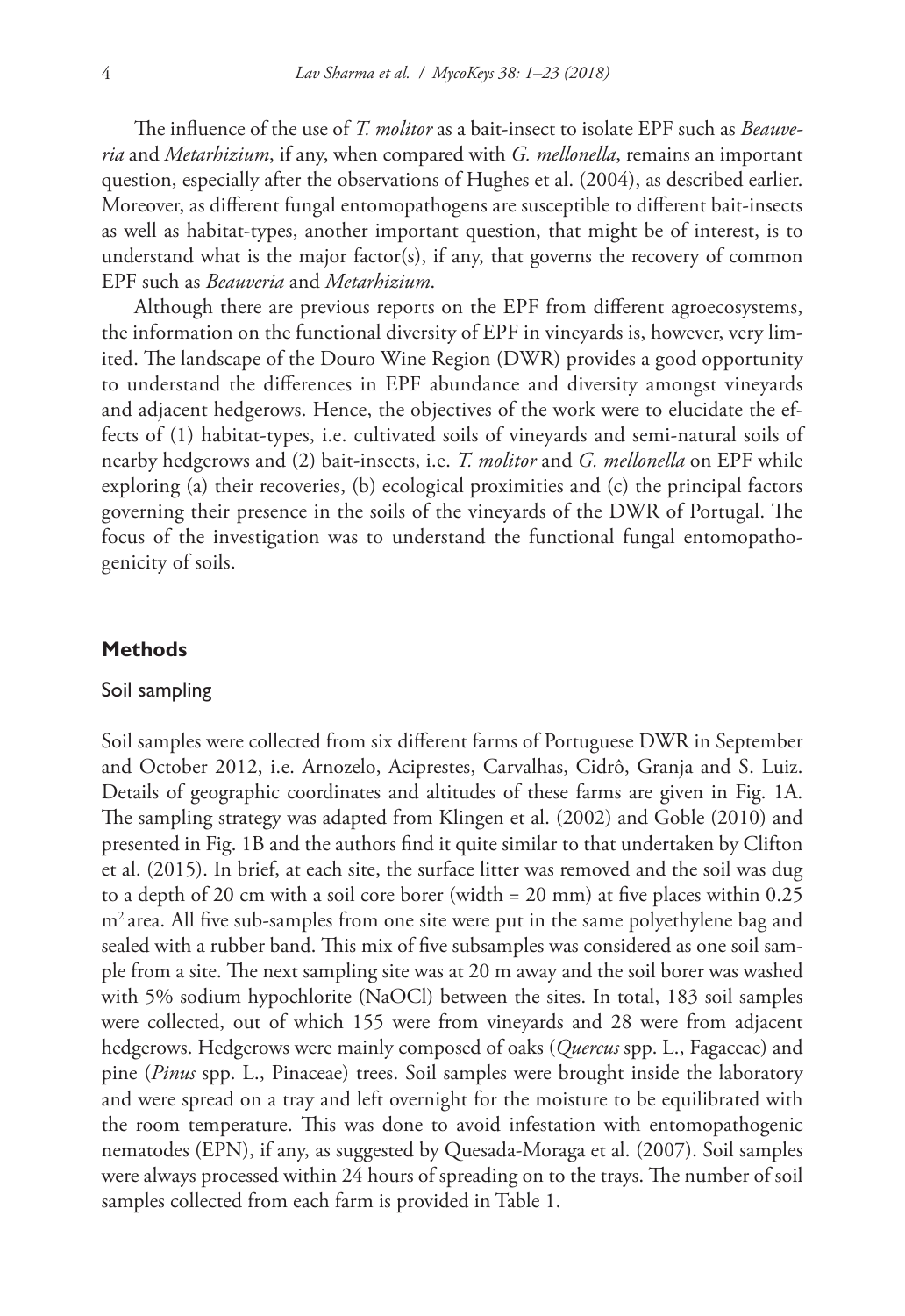The influence of the use of *T. molitor* as a bait-insect to isolate EPF such as *Beauveria* and *Metarhizium*, if any, when compared with *G. mellonella*, remains an important question, especially after the observations of Hughes et al. (2004), as described earlier. Moreover, as different fungal entomopathogens are susceptible to different bait-insects as well as habitat-types, another important question, that might be of interest, is to understand what is the major factor(s), if any, that governs the recovery of common EPF such as *Beauveria* and *Metarhizium*.

Although there are previous reports on the EPF from different agroecosystems, the information on the functional diversity of EPF in vineyards is, however, very limited. The landscape of the Douro Wine Region (DWR) provides a good opportunity to understand the differences in EPF abundance and diversity amongst vineyards and adjacent hedgerows. Hence, the objectives of the work were to elucidate the effects of (1) habitat-types, i.e. cultivated soils of vineyards and semi-natural soils of nearby hedgerows and (2) bait-insects, i.e. *T. molitor* and *G. mellonella* on EPF while exploring (a) their recoveries, (b) ecological proximities and (c) the principal factors governing their presence in the soils of the vineyards of the DWR of Portugal. The focus of the investigation was to understand the functional fungal entomopathogenicity of soils.

## Methods

### Soil sampling

Soil samples were collected from six different farms of Portuguese DWR in September and October 2012, i.e. Arnozelo, Aciprestes, Carvalhas, Cidrô, Granja and S. Luiz. Details of geographic coordinates and altitudes of these farms are given in Fig. 1A. The sampling strategy was adapted from Klingen et al. (2002) and Goble (2010) and presented in Fig. 1B and the authors find it quite similar to that undertaken by Clifton et al. (2015). In brief, at each site, the surface litter was removed and the soil was dug to a depth of 20 cm with a soil core borer (width = 20 mm) at five places within 0.25 $m^2$ area. All five sub-samples from one site were put in the same polyethylene bag and sealed with a rubber band. This mix of five subsamples was considered as one soil sample from a site. The next sampling site was at 20 m away and the soil borer was washed with 5% sodium hypochlorite (NaOCl) between the sites. In total, 183 soil samples were collected, out of which 155 were from vineyards and 28 were from adjacent hedgerows. Hedgerows were mainly composed of oaks (*Quercus* spp. L., Fagaceae) and pine (*Pinus* spp. L., Pinaceae) trees. Soil samples were brought inside the laboratory and were spread on a tray and left overnight for the moisture to be equilibrated with the room temperature. This was done to avoid infestation with entomopathogenic nematodes (EPN), if any, as suggested by Quesada-Moraga et al. (2007). Soil samples were always processed within 24 hours of spreading on to the trays. The number of soil samples collected from each farm is provided in Table 1.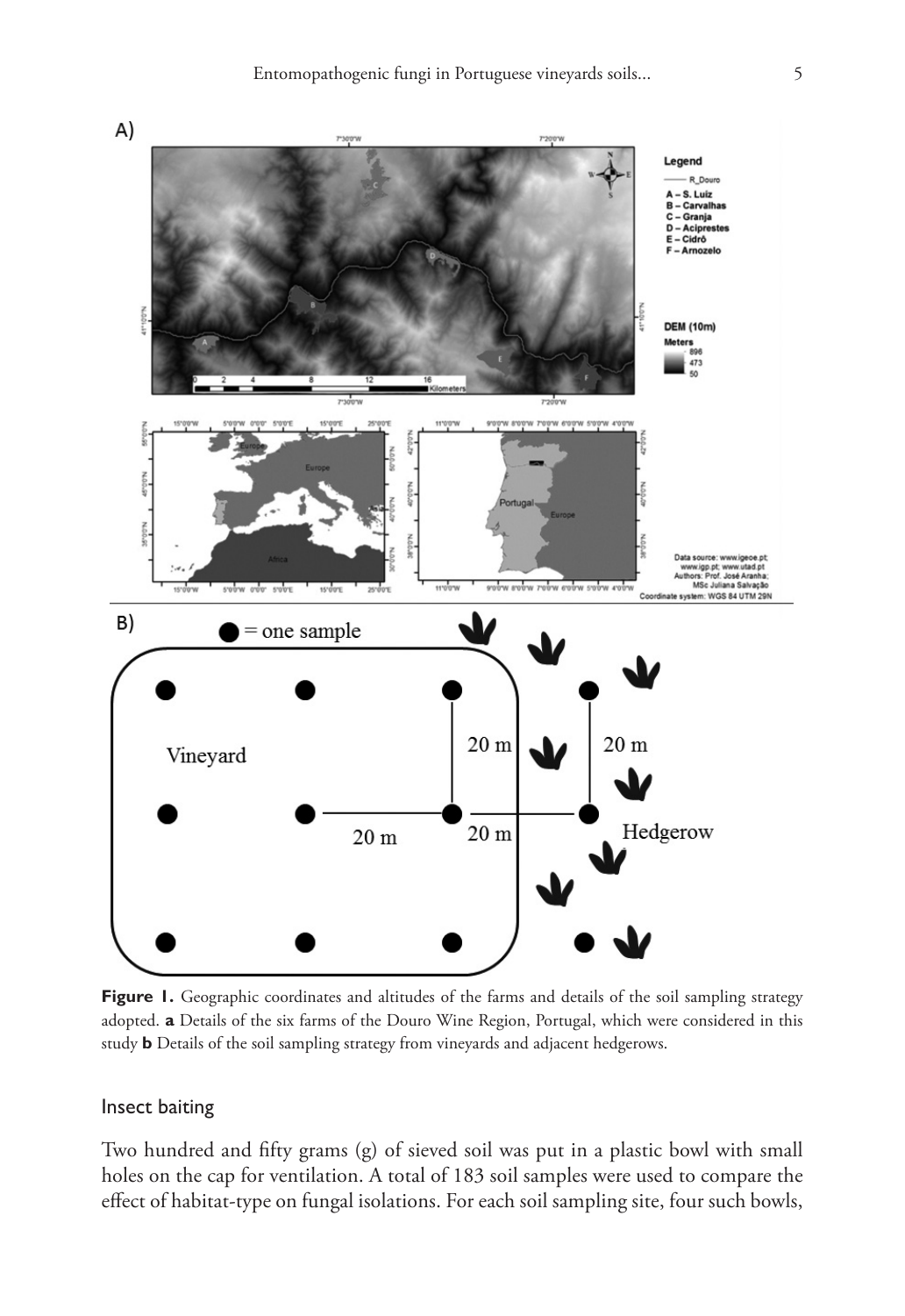**Figure 1.** Geographic coordinates and altitudes of the farms and details of the soil sampling strategy adopted. **a** Details of the six farms of the Douro Wine Region, Portugal, which were considered in this study **b** Details of the soil sampling strategy from vineyards and adjacent hedgerows.

### Insect baiting

Two hundred and fifty grams (g) of sieved soil was put in a plastic bowl with small holes on the cap for ventilation. A total of 183 soil samples were used to compare the effect of habitat-type on fungal isolations. For each soil sampling site, four such bowls,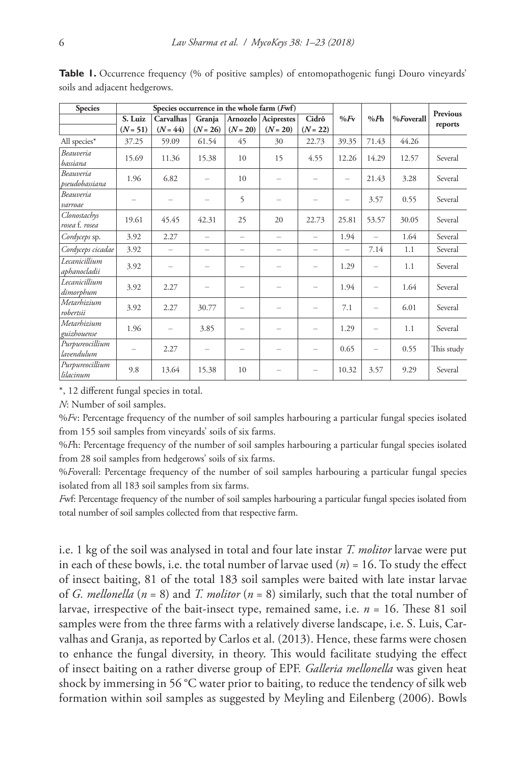**Table 1.** Occurrence frequency (% of positive samples) of entomopathogenic fungi Douro vineyards' soils and adjacent hedgerows.

| Species | Species occurrence in the whole farm (*Fwf*) | | | | | | %*Fv* | %*F*h | %*F*overall | Previous reports |
|---|---|---|---|---|---|---|---|---|---|---|
| | S. Luiz ($N = 51$) | Carvalhas ($N = 44$) | Granja ($N = 26$) | Arnozelo ($N = 20$) | Acipestes ($N = 20$) | Cidrô ($N = 22$) | | | | |
| All species* | 37.25 | 59.09 | 61.54 | 45 | 30 | 22.73 | 39.35 | 71.43 | 44.26 | |
| *Beauveria bassiana* | 15.69 | 11.36 | 15.38 | 10 | 15 | 4.55 | 12.26 | 14.29 | 12.57 | Several |
| *Beauveria pseudobassiana* | 1.96 | 6.82 | – | 10 | – | – | – | 21.43 | 3.28 | Several |
| *Beauveria varroae* | – | – | – | 5 | – | – | – | 3.57 | 0.55 | Several |
| *Clonostachys rosea* f. *rosea* | 19.61 | 45.45 | 42.31 | 25 | 20 | 22.73 | 25.81 | 53.57 | 30.05 | Several |
| *Cordyceps* sp. | 3.92 | 2.27 | – | – | – | – | 1.94 | – | 1.64 | Several |
| *Cordyceps cicadae* | 3.92 | – | – | – | – | – | – | 7.14 | 1.1 | Several |
| *Lecanicillium aphanocladii* | 3.92 | – | – | – | – | – | 1.29 | – | 1.1 | Several |
| *Lecanicillium dimorphum* | 3.92 | 2.27 | – | – | – | – | 1.94 | – | 1.64 | Several |
| *Metarhizium robertsii* | 3.92 | 2.27 | 30.77 | – | – | – | 7.1 | – | 6.01 | Several |
| *Metarhizium guizhouense* | 1.96 | – | 3.85 | – | – | – | 1.29 | – | 1.1 | Several |
| *Purpureocillium lavendulum* | – | 2.27 | – | – | – | – | 0.65 | – | 0.55 | This study |
| *Purpureocillium lilacinum* | 9.8 | 13.64 | 15.38 | 10 | – | – | 10.32 | 3.57 | 9.29 | Several |

*, 12 different fungal species in total.

*N*: Number of soil samples.

%*Fv*: Percentage frequency of the number of soil samples harbouring a particular fungal species isolated from 155 soil samples from vineyards' soils of six farms.

%*F*h: Percentage frequency of the number of soil samples harbouring a particular fungal species isolated from 28 soil samples from hedgerows' soils of six farms.

%*F*overall: Percentage frequency of the number of soil samples harbouring a particular fungal species isolated from all 183 soil samples from six farms.

*F*wf: Percentage frequency of the number of soil samples harbouring a particular fungal species isolated from total number of soil samples collected from that respective farm.

i.e. 1 kg of the soil was analysed in total and four late instar *T. molitor* larvae were put in each of these bowls, i.e. the total number of larvae used ($n$) = 16. To study the effect of insect baiting, 81 of the total 183 soil samples were baited with late instar larvae of *G. mellonella* ($n = 8$) and *T. molitor* ($n = 8$) similarly, such that the total number of larvae, irrespective of the bait-insect type, remained same, i.e. $n = 16$. These 81 soil samples were from the three farms with a relatively diverse landscape, i.e. S. Luis, Carvalhas and Granja, as reported by Carlos et al. (2013). Hence, these farms were chosen to enhance the fungal diversity, in theory. This would facilitate studying the effect of insect baiting on a rather diverse group of EPF. *Galleria mellonella* was given heat shock by immersing in 56 °C water prior to baiting, to reduce the tendency of silk web formation within soil samples as suggested by Meyling and Eilenberg (2006). Bowls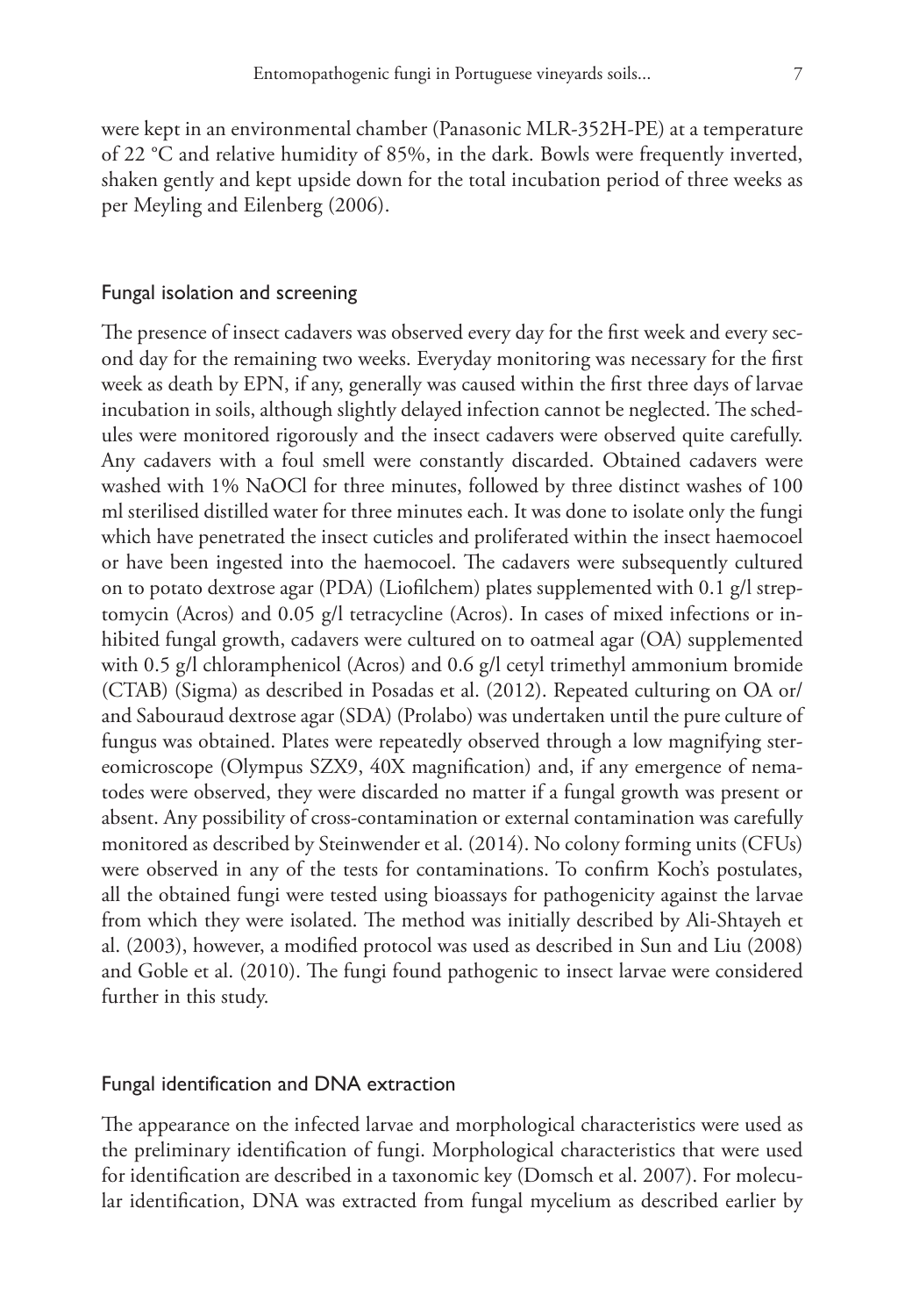were kept in an environmental chamber (Panasonic MLR-352H-PE) at a temperature of 22 °C and relative humidity of 85%, in the dark. Bowls were frequently inverted, shaken gently and kept upside down for the total incubation period of three weeks as per Meyling and Eilenberg (2006).

### Fungal isolation and screening

The presence of insect cadavers was observed every day for the first week and every second day for the remaining two weeks. Everyday monitoring was necessary for the first week as death by EPN, if any, generally was caused within the first three days of larvae incubation in soils, although slightly delayed infection cannot be neglected. The schedules were monitored rigorously and the insect cadavers were observed quite carefully. Any cadavers with a foul smell were constantly discarded. Obtained cadavers were washed with 1% NaOCl for three minutes, followed by three distinct washes of 100 ml sterilised distilled water for three minutes each. It was done to isolate only the fungi which have penetrated the insect cuticles and proliferated within the insect haemocoel or have been ingested into the haemocoel. The cadavers were subsequently cultured on to potato dextrose agar (PDA) (Liofilchem) plates supplemented with 0.1 g/l streptomycin (Acros) and 0.05 g/l tetracycline (Acros). In cases of mixed infections or inhibited fungal growth, cadavers were cultured on to oatmeal agar (OA) supplemented with 0.5 g/l chloramphenicol (Acros) and 0.6 g/l cetyl trimethyl ammonium bromide (CTAB) (Sigma) as described in Posadas et al. (2012). Repeated culturing on OA or/ and Sabouraud dextrose agar (SDA) (Prolabo) was undertaken until the pure culture of fungus was obtained. Plates were repeatedly observed through a low magnifying stereomicroscope (Olympus SZX9, 40X magnification) and, if any emergence of nematodes were observed, they were discarded no matter if a fungal growth was present or absent. Any possibility of cross-contamination or external contamination was carefully monitored as described by Steinwender et al. (2014). No colony forming units (CFUs) were observed in any of the tests for contaminations. To confirm Koch's postulates, all the obtained fungi were tested using bioassays for pathogenicity against the larvae from which they were isolated. The method was initially described by Ali-Shtayeh et al. (2003), however, a modified protocol was used as described in Sun and Liu (2008) and Goble et al. (2010). The fungi found pathogenic to insect larvae were considered further in this study.

### Fungal identification and DNA extraction

The appearance on the infected larvae and morphological characteristics were used as the preliminary identification of fungi. Morphological characteristics that were used for identification are described in a taxonomic key (Domsch et al. 2007). For molecular identification, DNA was extracted from fungal mycelium as described earlier by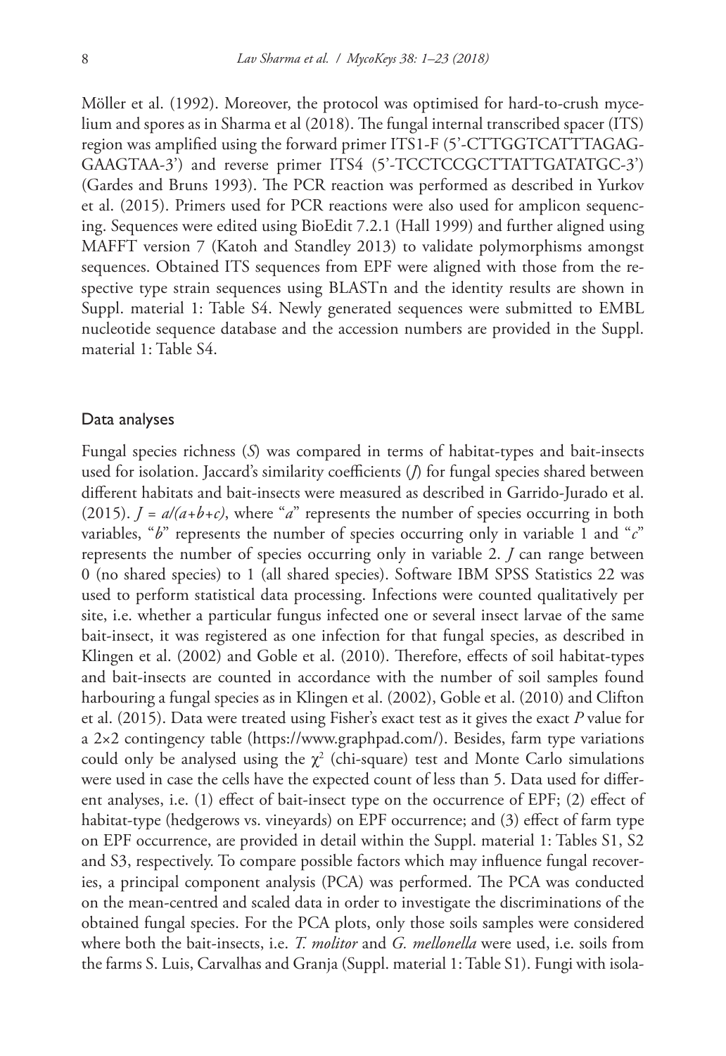Möller et al. (1992). Moreover, the protocol was optimised for hard-to-crush mycelium and spores as in Sharma et al (2018). The fungal internal transcribed spacer (ITS) region was amplified using the forward primer ITS1-F (5'-CTTGGTCATTTAGAGGAAGTAA-3') and reverse primer ITS4 (5'-TCCTCCGCTTATTGATATGC-3') (Gardes and Bruns 1993). The PCR reaction was performed as described in Yurkov et al. (2015). Primers used for PCR reactions were also used for amplicon sequencing. Sequences were edited using BioEdit 7.2.1 (Hall 1999) and further aligned using MAFFT version 7 (Katoh and Standley 2013) to validate polymorphisms amongst sequences. Obtained ITS sequences from EPF were aligned with those from the respective type strain sequences using BLASTn and the identity results are shown in Suppl. material 1: Table S4. Newly generated sequences were submitted to EMBL nucleotide sequence database and the accession numbers are provided in the Suppl. material 1: Table S4.

## Data analyses

Fungal species richness (*S*) was compared in terms of habitat-types and bait-insects used for isolation. Jaccard's similarity coefficients (*J*) for fungal species shared between different habitats and bait-insects were measured as described in Garrido-Jurado et al. (2015). $J = a/(a+b+c)$, where "*a*" represents the number of species occurring in both variables, "*b*" represents the number of species occurring only in variable 1 and "*c*" represents the number of species occurring only in variable 2. *J* can range between 0 (no shared species) to 1 (all shared species). Software IBM SPSS Statistics 22 was used to perform statistical data processing. Infections were counted qualitatively per site, i.e. whether a particular fungus infected one or several insect larvae of the same bait-insect, it was registered as one infection for that fungal species, as described in Klingen et al. (2002) and Goble et al. (2010). Therefore, effects of soil habitat-types and bait-insects are counted in accordance with the number of soil samples found harbouring a fungal species as in Klingen et al. (2002), Goble et al. (2010) and Clifton et al. (2015). Data were treated using Fisher's exact test as it gives the exact *P* value for a 2×2 contingency table (https://www.graphpad.com/). Besides, farm type variations could only be analysed using the $\chi^2$ (chi-square) test and Monte Carlo simulations were used in case the cells have the expected count of less than 5. Data used for different analyses, i.e. (1) effect of bait-insect type on the occurrence of EPF; (2) effect of habitat-type (hedgerows vs. vineyards) on EPF occurrence; and (3) effect of farm type on EPF occurrence, are provided in detail within the Suppl. material 1: Tables S1, S2 and S3, respectively. To compare possible factors which may influence fungal recoveries, a principal component analysis (PCA) was performed. The PCA was conducted on the mean-centred and scaled data in order to investigate the discriminations of the obtained fungal species. For the PCA plots, only those soils samples were considered where both the bait-insects, i.e. *T. molitor* and *G. mellonella* were used, i.e. soils from the farms S. Luis, Carvalhas and Granja (Suppl. material 1: Table S1). Fungi with isola-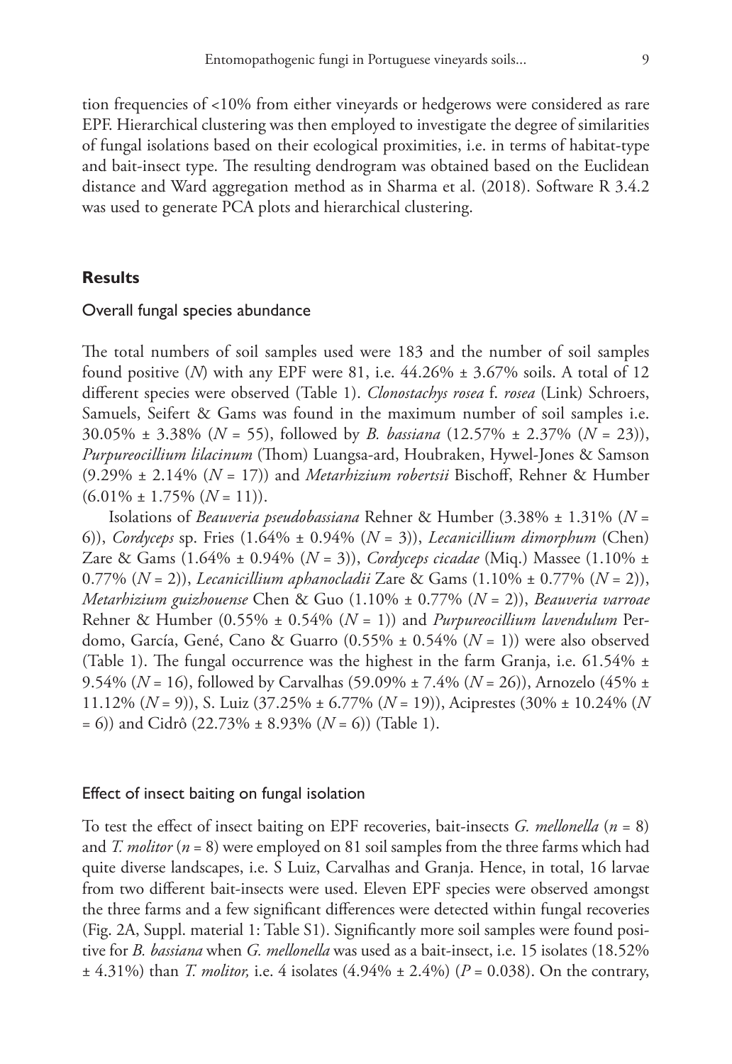tion frequencies of <10% from either vineyards or hedgerows were considered as rare EPF. Hierarchical clustering was then employed to investigate the degree of similarities of fungal isolations based on their ecological proximities, i.e. in terms of habitat-type and bait-insect type. The resulting dendrogram was obtained based on the Euclidean distance and Ward aggregation method as in Sharma et al. (2018). Software R 3.4.2 was used to generate PCA plots and hierarchical clustering.

## Results

### Overall fungal species abundance

The total numbers of soil samples used were 183 and the number of soil samples found positive (*N*) with any EPF were 81, i.e. 44.26% ± 3.67% soils. A total of 12 different species were observed (Table 1). *Clonostachys rosea* f. *rosea* (Link) Schroers, Samuels, Seifert & Gams was found in the maximum number of soil samples i.e. 30.05% ± 3.38% (*N* = 55), followed by *B. bassiana* (12.57% ± 2.37% (*N* = 23)), *Purpureocillium lilacinum* (Thom) Luangsa-ard, Houbraken, Hywel-Jones & Samson (9.29% ± 2.14% (*N* = 17)) and *Metarhizium robertsii* Bischoff, Rehner & Humber (6.01% ± 1.75% (*N* = 11)).

Isolations of *Beauveria pseudobassiana* Rehner & Humber (3.38% ± 1.31% (*N* = 6)), *Cordyceps* sp. Fries (1.64% ± 0.94% (*N* = 3)), *Lecanicillium dimorphum* (Chen) Zare & Gams (1.64% ± 0.94% (*N* = 3)), *Cordyceps cicadae* (Miq.) Massee (1.10% ± 0.77% (*N* = 2)), *Lecanicillium aphanocladii* Zare & Gams (1.10% ± 0.77% (*N* = 2)), *Metarhizium guizhouense* Chen & Guo (1.10% ± 0.77% (*N* = 2)), *Beauveria varroae* Rehner & Humber (0.55% ± 0.54% (*N* = 1)) and *Purpureocillium lavendulum* Perdomo, García, Gené, Cano & Guarro (0.55% ± 0.54% (*N* = 1)) were also observed (Table 1). The fungal occurrence was the highest in the farm Granja, i.e. 61.54% ± 9.54% (*N* = 16), followed by Carvalhas (59.09% ± 7.4% (*N* = 26)), Arnozelo (45% ± 11.12% (*N* = 9)), S. Luiz (37.25% ± 6.77% (*N* = 19)), Aciprestes (30% ± 10.24% (*N* = 6)) and Cidrô (22.73% ± 8.93% (*N* = 6)) (Table 1).

### Effect of insect baiting on fungal isolation

To test the effect of insect baiting on EPF recoveries, bait-insects *G. mellonella* (*n* = 8) and *T. molitor* (*n* = 8) were employed on 81 soil samples from the three farms which had quite diverse landscapes, i.e. S Luiz, Carvalhas and Granja. Hence, in total, 16 larvae from two different bait-insects were used. Eleven EPF species were observed amongst the three farms and a few significant differences were detected within fungal recoveries (Fig. 2A, Suppl. material 1: Table S1). Significantly more soil samples were found positive for *B. bassiana* when *G. mellonella* was used as a bait-insect, i.e. 15 isolates (18.52% ± 4.31%) than *T. molitor,* i.e. 4 isolates (4.94% ± 2.4%) ($P = 0.038$). On the contrary,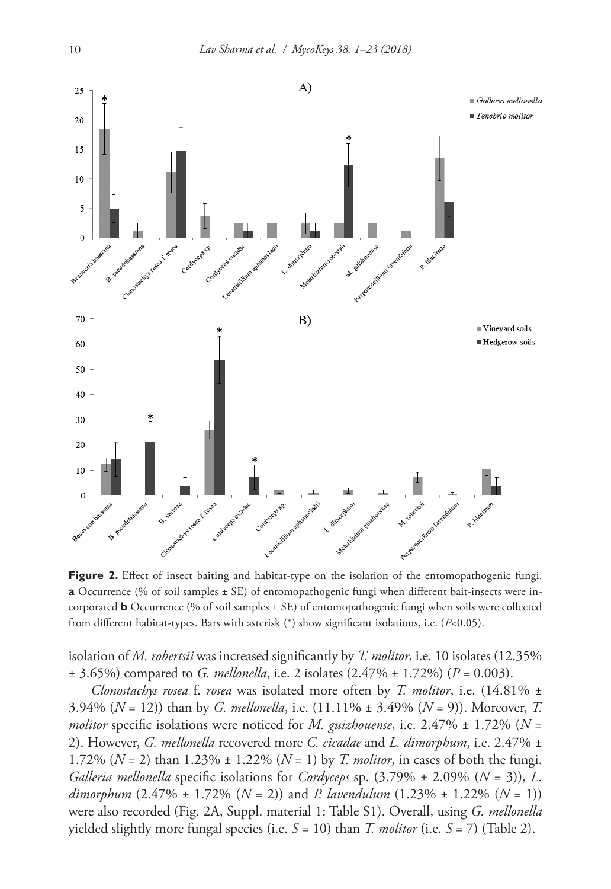**Figure 2.** Effect of insect baiting and habitat-type on the isolation of the entomopathogenic fungi. **a** Occurrence (% of soil samples ± SE) of entomopathogenic fungi when different bait-insects were incorporated **b** Occurrence (% of soil samples ± SE) of entomopathogenic fungi when soils were collected from different habitat-types. Bars with asterisk (*) show significant isolations, i.e. ($P$<0.05).

isolation of *M. robertsii* was increased significantly by *T. molitor*, i.e. 10 isolates (12.35% ± 3.65%) compared to *G. mellonella*, i.e. 2 isolates (2.47% ± 1.72%) ($P$ = 0.003).

*Clonostachys rosea* f. *rosea* was isolated more often by *T. molitor*, i.e. (14.81% ± 3.94% ($N$ = 12)) than by *G. mellonella*, i.e. (11.11% ± 3.49% ($N$ = 9)). Moreover, *T. molitor* specific isolations were noticed for *M. guizhouense*, i.e. 2.47% ± 1.72% ($N$ = 2). However, *G. mellonella* recovered more *C. cicadae* and *L. dimorphum*, i.e. 2.47% ± 1.72% ($N$ = 2) than 1.23% ± 1.22% ($N$ = 1) by *T. molitor*, in cases of both the fungi. *Galleria mellonella* specific isolations for *Cordyceps* sp. (3.79% ± 2.09% ($N$ = 3)), *L. dimorphum* (2.47% ± 1.72% ($N$ = 2)) and *P. lavendulum* (1.23% ± 1.22% ($N$ = 1)) were also recorded (Fig. 2A, Suppl. material 1: Table S1). Overall, using *G. mellonella* yielded slightly more fungal species (i.e. $S$ = 10) than *T. molitor* (i.e. $S$ = 7) (Table 2).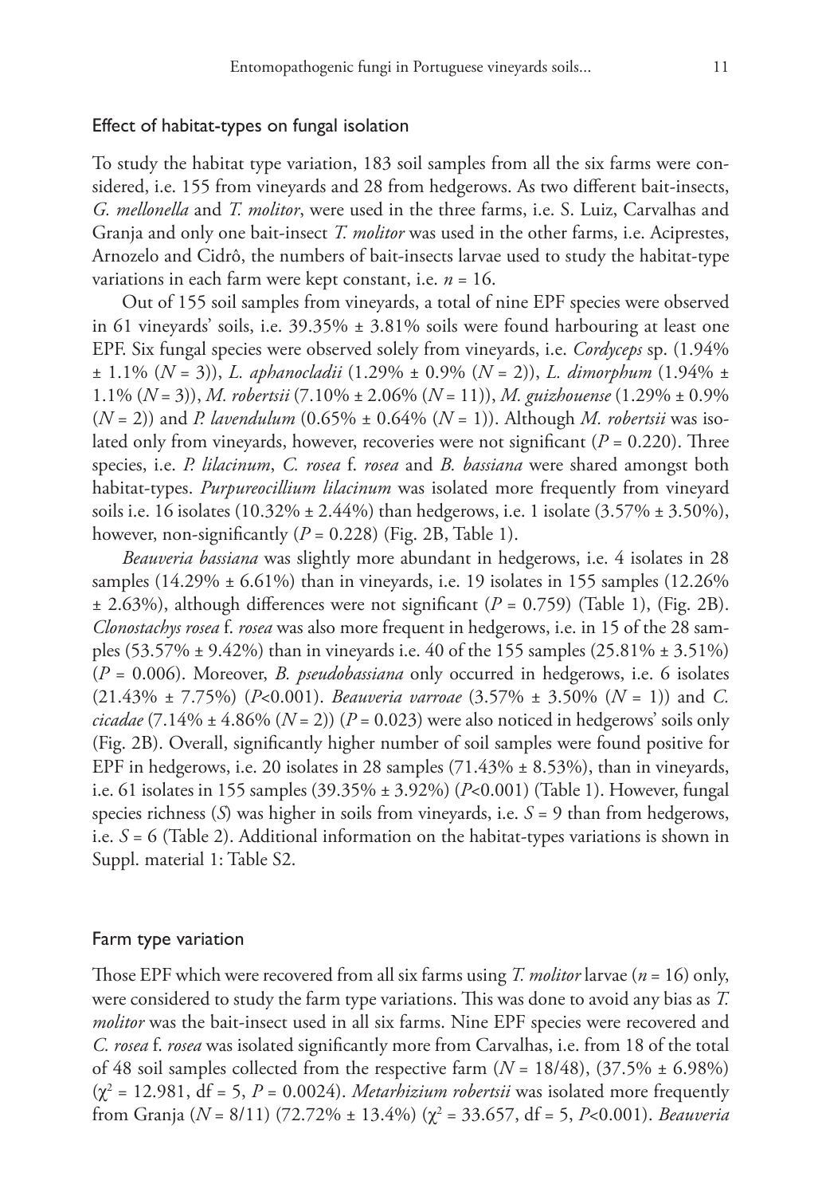### Effect of habitat-types on fungal isolation

To study the habitat type variation, 183 soil samples from all the six farms were considered, i.e. 155 from vineyards and 28 from hedgerows. As two different bait-insects, *G. mellonella* and *T. molitor*, were used in the three farms, i.e. S. Luiz, Carvalhas and Granja and only one bait-insect *T. molitor* was used in the other farms, i.e. Aciprestes, Arnozelo and Cidrô, the numbers of bait-insects larvae used to study the habitat-type variations in each farm were kept constant, i.e. $n = 16$.

Out of 155 soil samples from vineyards, a total of nine EPF species were observed in 61 vineyards' soils, i.e. 39.35% ± 3.81% soils were found harbouring at least one EPF. Six fungal species were observed solely from vineyards, i.e. *Cordyceps* sp. (1.94% ± 1.1% ($N = 3$)), *L. aphanocladii* (1.29% ± 0.9% ($N = 2$)), *L. dimorphum* (1.94% ± 1.1% ($N = 3$)), *M. robertsii* (7.10% ± 2.06% ($N = 11$)), *M. guizhouense* (1.29% ± 0.9% ($N = 2$)) and *P. lavendulum* (0.65% ± 0.64% ($N = 1$)). Although *M. robertsii* was isolated only from vineyards, however, recoveries were not significant ($P = 0.220$). Three species, i.e. *P. lilacinum*, *C. rosea* f. *rosea* and *B. bassiana* were shared amongst both habitat-types. *Purpureocillium lilacinum* was isolated more frequently from vineyard soils i.e. 16 isolates (10.32% ± 2.44%) than hedgerows, i.e. 1 isolate (3.57% ± 3.50%), however, non-significantly ($P = 0.228$) (Fig. 2B, Table 1).

*Beauveria bassiana* was slightly more abundant in hedgerows, i.e. 4 isolates in 28 samples (14.29% ± 6.61%) than in vineyards, i.e. 19 isolates in 155 samples (12.26% ± 2.63%), although differences were not significant ($P = 0.759$) (Table 1), (Fig. 2B). *Clonostachys rosea* f. *rosea* was also more frequent in hedgerows, i.e. in 15 of the 28 samples (53.57% ± 9.42%) than in vineyards i.e. 40 of the 155 samples (25.81% ± 3.51%) ($P = 0.006$). Moreover, *B. pseudobassiana* only occurred in hedgerows, i.e. 6 isolates (21.43% ± 7.75%) ($P<0.001$). *Beauveria varroae* (3.57% ± 3.50% ($N = 1$)) and *C. cicadae* (7.14% ± 4.86% ($N = 2$)) ($P = 0.023$) were also noticed in hedgerows' soils only (Fig. 2B). Overall, significantly higher number of soil samples were found positive for EPF in hedgerows, i.e. 20 isolates in 28 samples (71.43% ± 8.53%), than in vineyards, i.e. 61 isolates in 155 samples (39.35% ± 3.92%) ($P<0.001$) (Table 1). However, fungal species richness ($S$) was higher in soils from vineyards, i.e. $S = 9$ than from hedgerows, i.e. $S = 6$ (Table 2). Additional information on the habitat-types variations is shown in Suppl. material 1: Table S2.

### Farm type variation

Those EPF which were recovered from all six farms using *T. molitor* larvae ($n = 16$) only, were considered to study the farm type variations. This was done to avoid any bias as *T. molitor* was the bait-insect used in all six farms. Nine EPF species were recovered and *C. rosea* f. *rosea* was isolated significantly more from Carvalhas, i.e. from 18 of the total of 48 soil samples collected from the respective farm ($N = 18/48$), (37.5% ± 6.98%) ($\chi^2 = 12.981$, df = 5, $P = 0.0024$). *Metarhizium robertsii* was isolated more frequently from Granja ($N = 8/11$) (72.72% ± 13.4%) ($\chi^2 = 33.657$, df = 5, $P<0.001$). *Beauveria*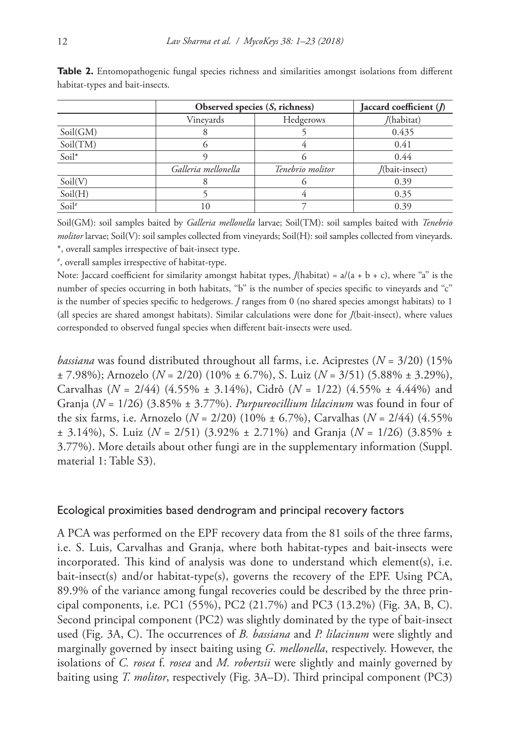**Table 2.** Entomopathogenic fungal species richness and similarities amongst isolations from different habitat-types and bait-insects.

| | Observed species (*S*, richness) | | Jaccard coefficient (*J*) |
|---|---|---|---|
| | Vineyards | Hedgerows | *J*(habitat) |
| Soil(GM) | 8 | 5 | 0.435 |
| Soil(TM) | 6 | 4 | 0.41 |
| Soil* | 9 | 6 | 0.44 |
| | *Galleria mellonella* | *Tenebrio molitor* | *J*(bait-insect) |
| Soil(V) | 8 | 6 | 0.39 |
| Soil(H) | 5 | 4 | 0.35 |
| Soil[#] | 10 | 7 | 0.39 |

Soil(GM): soil samples baited by *Galleria mellonella* larvae; Soil(TM): soil samples baited with *Tenebrio molitor* larvae; Soil(V): soil samples collected from vineyards; Soil(H): soil samples collected from vineyards.
*, overall samples irrespective of bait-insect type.
[#], overall samples irrespective of habitat-type.
Note: Jaccard coefficient for similarity amongst habitat types, $J(\text{habitat}) = a/(a + b + c)$, where "a" is the number of species occurring in both habitats, "b" is the number of species specific to vineyards and "c" is the number of species specific to hedgerows. *J* ranges from 0 (no shared species amongst habitats) to 1 (all species are shared amongst habitats). Similar calculations were done for *J*(bait-insect), where values corresponded to observed fungal species when different bait-insects were used.

*bassiana* was found distributed throughout all farms, i.e. Aciprestes ($N = 3/20$) (15% ± 7.98%); Arnozelo ($N = 2/20$) (10% ± 6.7%), S. Luiz ($N = 3/51$) (5.88% ± 3.29%), Carvalhas ($N = 2/44$) (4.55% ± 3.14%), Cidrô ($N = 1/22$) (4.55% ± 4.44%) and Granja ($N = 1/26$) (3.85% ± 3.77%). *Purpureocillium lilacinum* was found in four of the six farms, i.e. Arnozelo ($N = 2/20$) (10% ± 6.7%), Carvalhas ($N = 2/44$) (4.55% ± 3.14%), S. Luiz ($N = 2/51$) (3.92% ± 2.71%) and Granja ($N = 1/26$) (3.85% ± 3.77%). More details about other fungi are in the supplementary information (Suppl. material 1: Table S3).

## Ecological proximities based dendrogram and principal recovery factors

A PCA was performed on the EPF recovery data from the 81 soils of the three farms, i.e. S. Luis, Carvalhas and Granja, where both habitat-types and bait-insects were incorporated. This kind of analysis was done to understand which element(s), i.e. bait-insect(s) and/or habitat-type(s), governs the recovery of the EPF. Using PCA, 89.9% of the variance among fungal recoveries could be described by the three principal components, i.e. PC1 (55%), PC2 (21.7%) and PC3 (13.2%) (Fig. 3A, B, C). Second principal component (PC2) was slightly dominated by the type of bait-insect used (Fig. 3A, C). The occurrences of *B. bassiana* and *P. lilacinum* were slightly and marginally governed by insect baiting using *G. mellonella*, respectively. However, the isolations of *C. rosea* f. *rosea* and *M. robertsii* were slightly and mainly governed by baiting using *T. molitor*, respectively (Fig. 3A–D). Third principal component (PC3)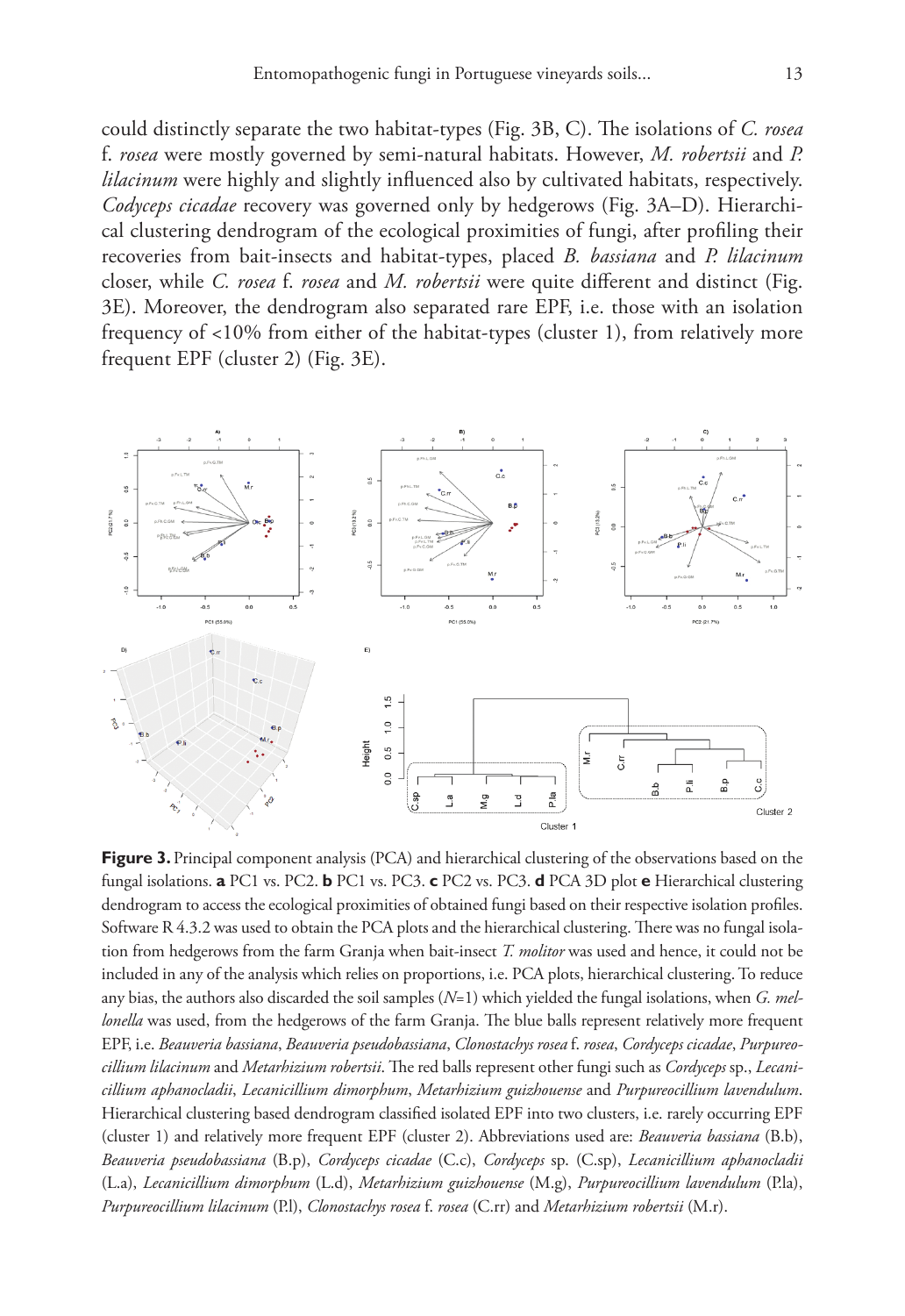could distinctly separate the two habitat-types (Fig. 3B, C). The isolations of *C. rosea* f. *rosea* were mostly governed by semi-natural habitats. However, *M. robertsii* and *P. lilacinum* were highly and slightly influenced also by cultivated habitats, respectively. *Codyceps cicadae* recovery was governed only by hedgerows (Fig. 3A–D). Hierarchical clustering dendrogram of the ecological proximities of fungi, after profiling their recoveries from bait-insects and habitat-types, placed *B. bassiana* and *P. lilacinum* closer, while *C. rosea* f. *rosea* and *M. robertsii* were quite different and distinct (Fig. 3E). Moreover, the dendrogram also separated rare EPF, i.e. those with an isolation frequency of <10% from either of the habitat-types (cluster 1), from relatively more frequent EPF (cluster 2) (Fig. 3E).

**Figure 3.** Principal component analysis (PCA) and hierarchical clustering of the observations based on the fungal isolations. **a** PC1 vs. PC2. **b** PC1 vs. PC3. **c** PC2 vs. PC3. **d** PCA 3D plot **e** Hierarchical clustering dendrogram to access the ecological proximities of obtained fungi based on their respective isolation profiles. Software R 4.3.2 was used to obtain the PCA plots and the hierarchical clustering. There was no fungal isolation from hedgerows from the farm Granja when bait-insect *T. molitor* was used and hence, it could not be included in any of the analysis which relies on proportions, i.e. PCA plots, hierarchical clustering. To reduce any bias, the authors also discarded the soil samples (*N*=1) which yielded the fungal isolations, when *G. mellonella* was used, from the hedgerows of the farm Granja. The blue balls represent relatively more frequent EPF, i.e. *Beauveria bassiana*, *Beauveria pseudobassiana*, *Clonostachys rosea* f. *rosea*, *Cordyceps cicadae*, *Purpureocillium lilacinum* and *Metarhizium robertsii*. The red balls represent other fungi such as *Cordyceps* sp., *Lecanicillium aphanocladii*, *Lecanicillium dimorphum*, *Metarhizium guizhouense* and *Purpureocillium lavendulum*. Hierarchical clustering based dendrogram classified isolated EPF into two clusters, i.e. rarely occurring EPF (cluster 1) and relatively more frequent EPF (cluster 2). Abbreviations used are: *Beauveria bassiana* (B.b), *Beauveria pseudobassiana* (B.p), *Cordyceps cicadae* (C.c), *Cordyceps* sp. (C.sp), *Lecanicillium aphanocladii* (L.a), *Lecanicillium dimorphum* (L.d), *Metarhizium guizhouense* (M.g), *Purpureocillium lavendulum* (P.la), *Purpureocillium lilacinum* (P.l), *Clonostachys rosea* f. *rosea* (C.rr) and *Metarhizium robertsii* (M.r).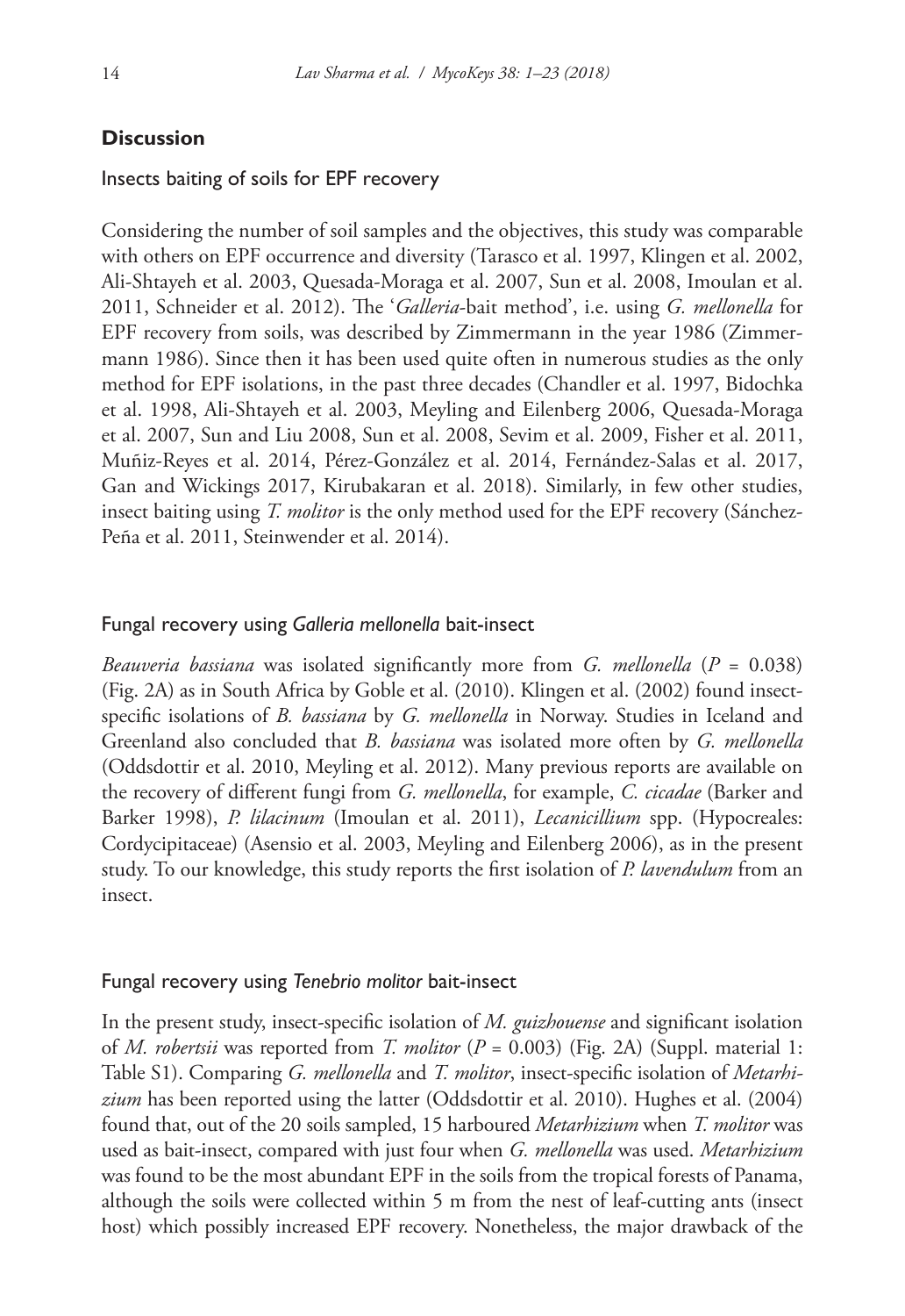## Discussion

### Insects baiting of soils for EPF recovery

Considering the number of soil samples and the objectives, this study was comparable with others on EPF occurrence and diversity (Tarasco et al. 1997, Klingen et al. 2002, Ali-Shtayeh et al. 2003, Quesada-Moraga et al. 2007, Sun et al. 2008, Imoulan et al. 2011, Schneider et al. 2012). The '*Galleria*-bait method', i.e. using *G. mellonella* for EPF recovery from soils, was described by Zimmermann in the year 1986 (Zimmermann 1986). Since then it has been used quite often in numerous studies as the only method for EPF isolations, in the past three decades (Chandler et al. 1997, Bidochka et al. 1998, Ali-Shtayeh et al. 2003, Meyling and Eilenberg 2006, Quesada-Moraga et al. 2007, Sun and Liu 2008, Sun et al. 2008, Sevim et al. 2009, Fisher et al. 2011, Muñiz-Reyes et al. 2014, Pérez-González et al. 2014, Fernández-Salas et al. 2017, Gan and Wickings 2017, Kirubakaran et al. 2018). Similarly, in few other studies, insect baiting using *T. molitor* is the only method used for the EPF recovery (Sánchez-Peña et al. 2011, Steinwender et al. 2014).

### Fungal recovery using *Galleria mellonella* bait-insect

*Beauveria bassiana* was isolated significantly more from *G. mellonella* ($P$ = 0.038) (Fig. 2A) as in South Africa by Goble et al. (2010). Klingen et al. (2002) found insect-specific isolations of *B. bassiana* by *G. mellonella* in Norway. Studies in Iceland and Greenland also concluded that *B. bassiana* was isolated more often by *G. mellonella* (Oddsdottir et al. 2010, Meyling et al. 2012). Many previous reports are available on the recovery of different fungi from *G. mellonella*, for example, *C. cicadae* (Barker and Barker 1998), *P. lilacinum* (Imoulan et al. 2011), *Lecanicillium* spp. (Hypocreales: Cordycipitaceae) (Asensio et al. 2003, Meyling and Eilenberg 2006), as in the present study. To our knowledge, this study reports the first isolation of *P. lavendulum* from an insect.

### Fungal recovery using *Tenebrio molitor* bait-insect

In the present study, insect-specific isolation of *M. guizhouense* and significant isolation of *M. robertsii* was reported from *T. molitor* ($P$ = 0.003) (Fig. 2A) (Suppl. material 1: Table S1). Comparing *G. mellonella* and *T. molitor*, insect-specific isolation of *Metarhizium* has been reported using the latter (Oddsdottir et al. 2010). Hughes et al. (2004) found that, out of the 20 soils sampled, 15 harboured *Metarhizium* when *T. molitor* was used as bait-insect, compared with just four when *G. mellonella* was used. *Metarhizium* was found to be the most abundant EPF in the soils from the tropical forests of Panama, although the soils were collected within 5 m from the nest of leaf-cutting ants (insect host) which possibly increased EPF recovery. Nonetheless, the major drawback of the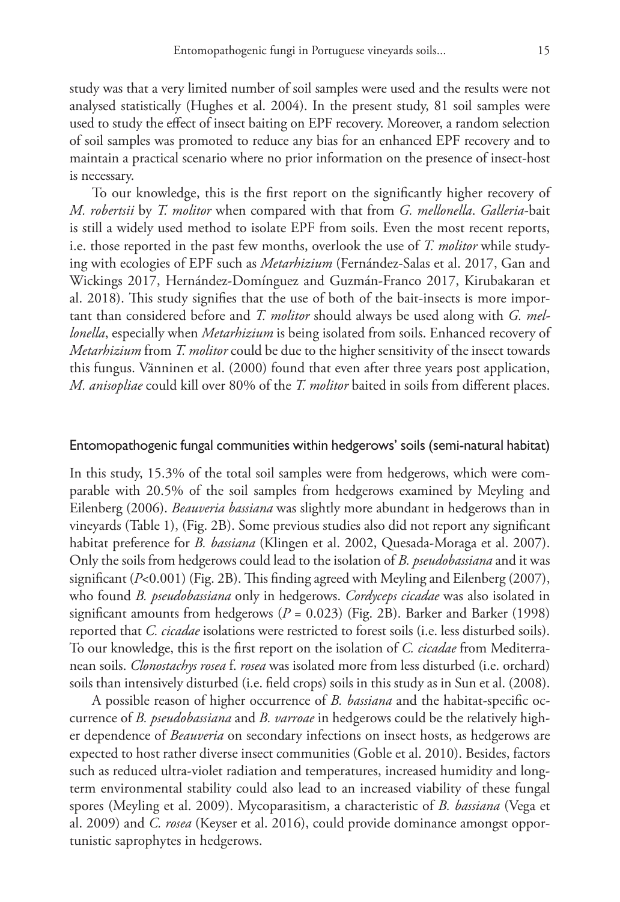study was that a very limited number of soil samples were used and the results were not analysed statistically (Hughes et al. 2004). In the present study, 81 soil samples were used to study the effect of insect baiting on EPF recovery. Moreover, a random selection of soil samples was promoted to reduce any bias for an enhanced EPF recovery and to maintain a practical scenario where no prior information on the presence of insect-host is necessary.

To our knowledge, this is the first report on the significantly higher recovery of *M. robertsii* by *T. molitor* when compared with that from *G. mellonella*. *Galleria*-bait is still a widely used method to isolate EPF from soils. Even the most recent reports, i.e. those reported in the past few months, overlook the use of *T. molitor* while studying with ecologies of EPF such as *Metarhizium* (Fernández-Salas et al. 2017, Gan and Wickings 2017, Hernández-Domínguez and Guzmán-Franco 2017, Kirubakaran et al. 2018). This study signifies that the use of both of the bait-insects is more important than considered before and *T. molitor* should always be used along with *G. mellonella*, especially when *Metarhizium* is being isolated from soils. Enhanced recovery of *Metarhizium* from *T. molitor* could be due to the higher sensitivity of the insect towards this fungus. Vänninen et al. (2000) found that even after three years post application, *M. anisopliae* could kill over 80% of the *T. molitor* baited in soils from different places.

### Entomopathogenic fungal communities within hedgerows' soils (semi-natural habitat)

In this study, 15.3% of the total soil samples were from hedgerows, which were comparable with 20.5% of the soil samples from hedgerows examined by Meyling and Eilenberg (2006). *Beauveria bassiana* was slightly more abundant in hedgerows than in vineyards (Table 1), (Fig. 2B). Some previous studies also did not report any significant habitat preference for *B. bassiana* (Klingen et al. 2002, Quesada-Moraga et al. 2007). Only the soils from hedgerows could lead to the isolation of *B. pseudobassiana* and it was significant ($P$<0.001) (Fig. 2B). This finding agreed with Meyling and Eilenberg (2007), who found *B. pseudobassiana* only in hedgerows. *Cordyceps cicadae* was also isolated in significant amounts from hedgerows ($P$ = 0.023) (Fig. 2B). Barker and Barker (1998) reported that *C. cicadae* isolations were restricted to forest soils (i.e. less disturbed soils). To our knowledge, this is the first report on the isolation of *C. cicadae* from Mediterranean soils. *Clonostachys rosea* f. *rosea* was isolated more from less disturbed (i.e. orchard) soils than intensively disturbed (i.e. field crops) soils in this study as in Sun et al. (2008).

A possible reason of higher occurrence of *B. bassiana* and the habitat-specific occurrence of *B. pseudobassiana* and *B. varroae* in hedgerows could be the relatively higher dependence of *Beauveria* on secondary infections on insect hosts, as hedgerows are expected to host rather diverse insect communities (Goble et al. 2010). Besides, factors such as reduced ultra-violet radiation and temperatures, increased humidity and long-term environmental stability could also lead to an increased viability of these fungal spores (Meyling et al. 2009). Mycoparasitism, a characteristic of *B. bassiana* (Vega et al. 2009) and *C. rosea* (Keyser et al. 2016), could provide dominance amongst opportunistic saprophytes in hedgerows.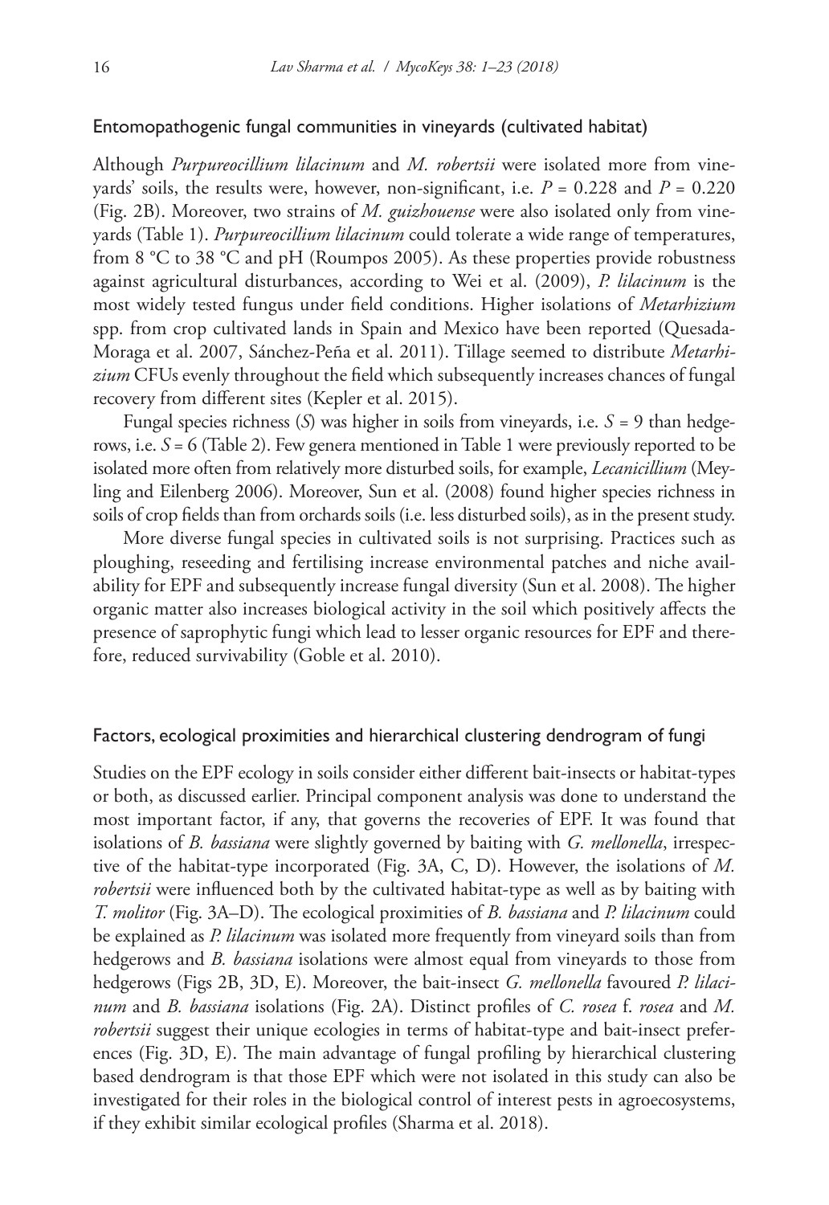### Entomopathogenic fungal communities in vineyards (cultivated habitat)

Although *Purpureocillium lilacinum* and *M. robertsii* were isolated more from vineyards' soils, the results were, however, non-significant, i.e. $P = 0.228$ and $P = 0.220$ (Fig. 2B). Moreover, two strains of *M. guizhouense* were also isolated only from vineyards (Table 1). *Purpureocillium lilacinum* could tolerate a wide range of temperatures, from 8 °C to 38 °C and pH (Roumpos 2005). As these properties provide robustness against agricultural disturbances, according to Wei et al. (2009), *P. lilacinum* is the most widely tested fungus under field conditions. Higher isolations of *Metarhizium* spp. from crop cultivated lands in Spain and Mexico have been reported (Quesada-Moraga et al. 2007, Sánchez-Peña et al. 2011). Tillage seemed to distribute *Metarhizium* CFUs evenly throughout the field which subsequently increases chances of fungal recovery from different sites (Kepler et al. 2015).

Fungal species richness ($S$) was higher in soils from vineyards, i.e. $S = 9$ than hedgerows, i.e. $S = 6$ (Table 2). Few genera mentioned in Table 1 were previously reported to be isolated more often from relatively more disturbed soils, for example, *Lecanicillium* (Meyling and Eilenberg 2006). Moreover, Sun et al. (2008) found higher species richness in soils of crop fields than from orchards soils (i.e. less disturbed soils), as in the present study.

More diverse fungal species in cultivated soils is not surprising. Practices such as ploughing, reseeding and fertilising increase environmental patches and niche availability for EPF and subsequently increase fungal diversity (Sun et al. 2008). The higher organic matter also increases biological activity in the soil which positively affects the presence of saprophytic fungi which lead to lesser organic resources for EPF and therefore, reduced survivability (Goble et al. 2010).

### Factors, ecological proximities and hierarchical clustering dendrogram of fungi

Studies on the EPF ecology in soils consider either different bait-insects or habitat-types or both, as discussed earlier. Principal component analysis was done to understand the most important factor, if any, that governs the recoveries of EPF. It was found that isolations of *B. bassiana* were slightly governed by baiting with *G. mellonella*, irrespective of the habitat-type incorporated (Fig. 3A, C, D). However, the isolations of *M. robertsii* were influenced both by the cultivated habitat-type as well as by baiting with *T. molitor* (Fig. 3A–D). The ecological proximities of *B. bassiana* and *P. lilacinum* could be explained as *P. lilacinum* was isolated more frequently from vineyard soils than from hedgerows and *B. bassiana* isolations were almost equal from vineyards to those from hedgerows (Figs 2B, 3D, E). Moreover, the bait-insect *G. mellonella* favoured *P. lilacinum* and *B. bassiana* isolations (Fig. 2A). Distinct profiles of *C. rosea* f. *rosea* and *M. robertsii* suggest their unique ecologies in terms of habitat-type and bait-insect preferences (Fig. 3D, E). The main advantage of fungal profiling by hierarchical clustering based dendrogram is that those EPF which were not isolated in this study can also be investigated for their roles in the biological control of interest pests in agroecosystems, if they exhibit similar ecological profiles (Sharma et al. 2018).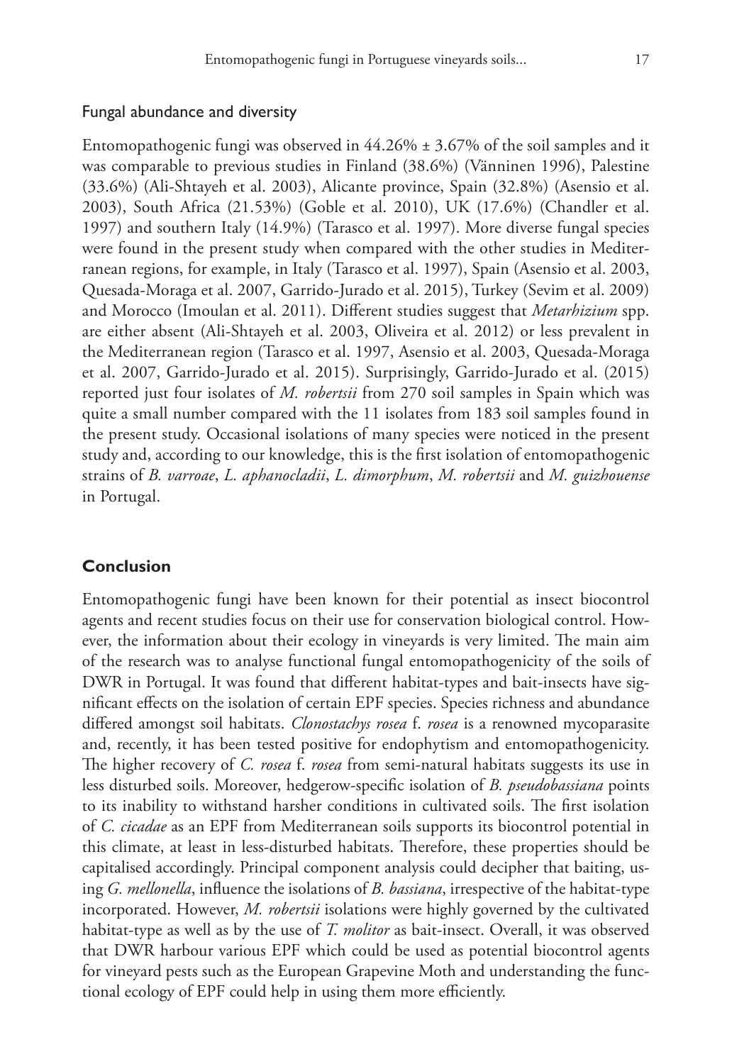### Fungal abundance and diversity

Entomopathogenic fungi was observed in 44.26% ± 3.67% of the soil samples and it was comparable to previous studies in Finland (38.6%) (Vänninen 1996), Palestine (33.6%) (Ali-Shtayeh et al. 2003), Alicante province, Spain (32.8%) (Asensio et al. 2003), South Africa (21.53%) (Goble et al. 2010), UK (17.6%) (Chandler et al. 1997) and southern Italy (14.9%) (Tarasco et al. 1997). More diverse fungal species were found in the present study when compared with the other studies in Mediterranean regions, for example, in Italy (Tarasco et al. 1997), Spain (Asensio et al. 2003, Quesada-Moraga et al. 2007, Garrido-Jurado et al. 2015), Turkey (Sevim et al. 2009) and Morocco (Imoulan et al. 2011). Different studies suggest that *Metarhizium* spp. are either absent (Ali-Shtayeh et al. 2003, Oliveira et al. 2012) or less prevalent in the Mediterranean region (Tarasco et al. 1997, Asensio et al. 2003, Quesada-Moraga et al. 2007, Garrido-Jurado et al. 2015). Surprisingly, Garrido-Jurado et al. (2015) reported just four isolates of *M. robertsii* from 270 soil samples in Spain which was quite a small number compared with the 11 isolates from 183 soil samples found in the present study. Occasional isolations of many species were noticed in the present study and, according to our knowledge, this is the first isolation of entomopathogenic strains of *B. varroae*, *L. aphanocladii*, *L. dimorphum*, *M. robertsii* and *M. guizhouense* in Portugal.

## Conclusion

Entomopathogenic fungi have been known for their potential as insect biocontrol agents and recent studies focus on their use for conservation biological control. However, the information about their ecology in vineyards is very limited. The main aim of the research was to analyse functional fungal entomopathogenicity of the soils of DWR in Portugal. It was found that different habitat-types and bait-insects have significant effects on the isolation of certain EPF species. Species richness and abundance differed amongst soil habitats. *Clonostachys rosea* f. *rosea* is a renowned mycoparasite and, recently, it has been tested positive for endophytism and entomopathogenicity. The higher recovery of *C. rosea* f. *rosea* from semi-natural habitats suggests its use in less disturbed soils. Moreover, hedgerow-specific isolation of *B. pseudobassiana* points to its inability to withstand harsher conditions in cultivated soils. The first isolation of *C. cicadae* as an EPF from Mediterranean soils supports its biocontrol potential in this climate, at least in less-disturbed habitats. Therefore, these properties should be capitalised accordingly. Principal component analysis could decipher that baiting, using *G. mellonella*, influence the isolations of *B. bassiana*, irrespective of the habitat-type incorporated. However, *M. robertsii* isolations were highly governed by the cultivated habitat-type as well as by the use of *T. molitor* as bait-insect. Overall, it was observed that DWR harbour various EPF which could be used as potential biocontrol agents for vineyard pests such as the European Grapevine Moth and understanding the functional ecology of EPF could help in using them more efficiently.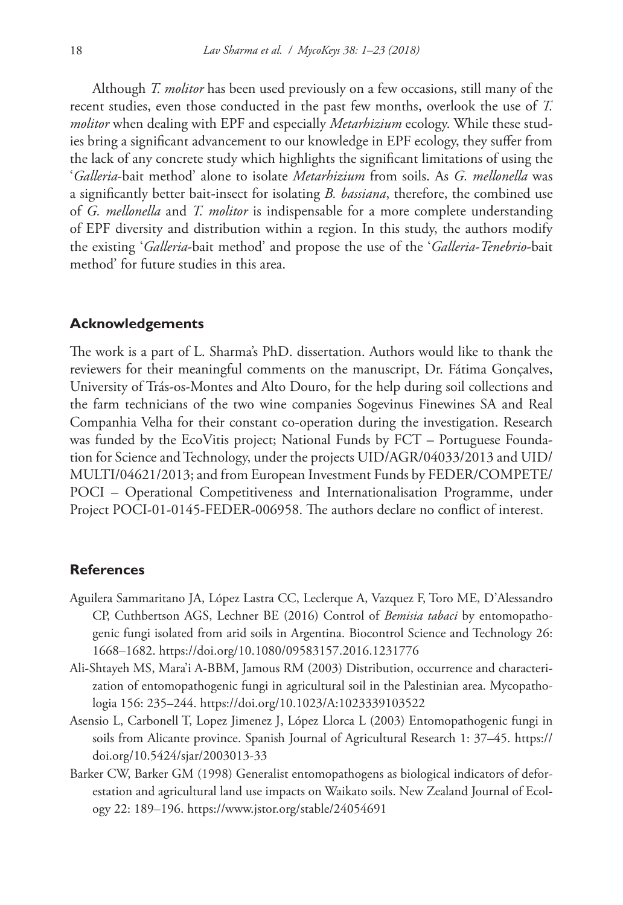Although *T. molitor* has been used previously on a few occasions, still many of the recent studies, even those conducted in the past few months, overlook the use of *T. molitor* when dealing with EPF and especially *Metarhizium* ecology. While these studies bring a significant advancement to our knowledge in EPF ecology, they suffer from the lack of any concrete study which highlights the significant limitations of using the '*Galleria*-bait method' alone to isolate *Metarhizium* from soils. As *G. mellonella* was a significantly better bait-insect for isolating *B. bassiana*, therefore, the combined use of *G. mellonella* and *T. molitor* is indispensable for a more complete understanding of EPF diversity and distribution within a region. In this study, the authors modify the existing '*Galleria*-bait method' and propose the use of the '*Galleria-Tenebrio*-bait method' for future studies in this area.

## Acknowledgements

The work is a part of L. Sharma's PhD. dissertation. Authors would like to thank the reviewers for their meaningful comments on the manuscript, Dr. Fátima Gonçalves, University of Trás-os-Montes and Alto Douro, for the help during soil collections and the farm technicians of the two wine companies Sogevinus Finewines SA and Real Companhia Velha for their constant co-operation during the investigation. Research was funded by the EcoVitis project; National Funds by FCT – Portuguese Foundation for Science and Technology, under the projects UID/AGR/04033/2013 and UID/MULTI/04621/2013; and from European Investment Funds by FEDER/COMPETE/POCI – Operational Competitiveness and Internationalisation Programme, under Project POCI-01-0145-FEDER-006958. The authors declare no conflict of interest.

## References

- Aguilera Sammaritano JA, López Lastra CC, Leclerque A, Vazquez F, Toro ME, D'Alessandro CP, Cuthbertson AGS, Lechner BE (2016) Control of *Bemisia tabaci* by entomopathogenic fungi isolated from arid soils in Argentina. Biocontrol Science and Technology 26: 1668–1682. https://doi.org/10.1080/09583157.2016.1231776
- Ali-Shtayeh MS, Mara'i A-BBM, Jamous RM (2003) Distribution, occurrence and characterization of entomopathogenic fungi in agricultural soil in the Palestinian area. Mycopathologia 156: 235–244. https://doi.org/10.1023/A:1023339103522
- Asensio L, Carbonell T, Lopez Jimenez J, López Llorca L (2003) Entomopathogenic fungi in soils from Alicante province. Spanish Journal of Agricultural Research 1: 37–45. https://doi.org/10.5424/sjar/2003013-33
- Barker CW, Barker GM (1998) Generalist entomopathogens as biological indicators of deforestation and agricultural land use impacts on Waikato soils. New Zealand Journal of Ecology 22: 189–196. https://www.jstor.org/stable/24054691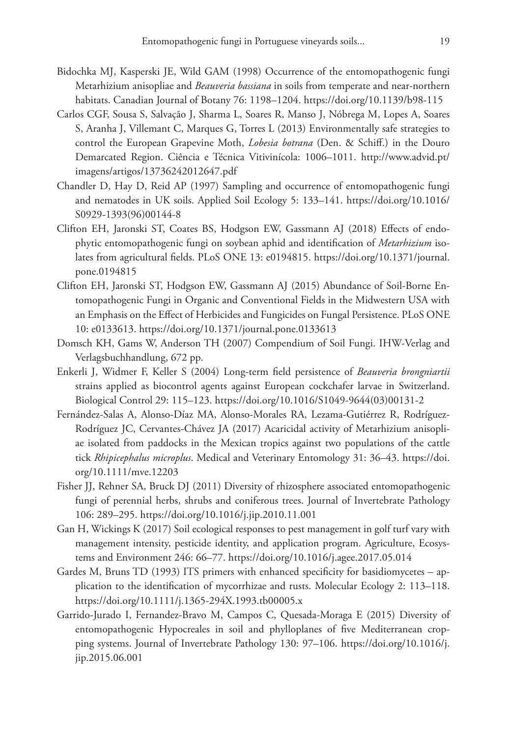Bidochka MJ, Kasperski JE, Wild GAM (1998) Occurrence of the entomopathogenic fungi Metarhizium anisopliae and *Beauveria bassiana* in soils from temperate and near-northern habitats. Canadian Journal of Botany 76: 1198–1204. https://doi.org/10.1139/b98-115

Carlos CGF, Sousa S, Salvação J, Sharma L, Soares R, Manso J, Nóbrega M, Lopes A, Soares S, Aranha J, Villemant C, Marques G, Torres L (2013) Environmentally safe strategies to control the European Grapevine Moth, *Lobesia botrana* (Den. & Schiff.) in the Douro Demarcated Region. Ciência e Técnica Vitivinícola: 1006–1011. http://www.advid.pt/imagens/artigos/13736242012647.pdf

Chandler D, Hay D, Reid AP (1997) Sampling and occurrence of entomopathogenic fungi and nematodes in UK soils. Applied Soil Ecology 5: 133–141. https://doi.org/10.1016/S0929-1393(96)00144-8

Clifton EH, Jaronski ST, Coates BS, Hodgson EW, Gassmann AJ (2018) Effects of endophytic entomopathogenic fungi on soybean aphid and identification of *Metarhizium* isolates from agricultural fields. PLoS ONE 13: e0194815. https://doi.org/10.1371/journal.pone.0194815

Clifton EH, Jaronski ST, Hodgson EW, Gassmann AJ (2015) Abundance of Soil-Borne Entomopathogenic Fungi in Organic and Conventional Fields in the Midwestern USA with an Emphasis on the Effect of Herbicides and Fungicides on Fungal Persistence. PLoS ONE 10: e0133613. https://doi.org/10.1371/journal.pone.0133613

Domsch KH, Gams W, Anderson TH (2007) Compendium of Soil Fungi. IHW-Verlag and Verlagsbuchhandlung, 672 pp.

Enkerli J, Widmer F, Keller S (2004) Long-term field persistence of *Beauveria brongniartii* strains applied as biocontrol agents against European cockchafer larvae in Switzerland. Biological Control 29: 115–123. https://doi.org/10.1016/S1049-9644(03)00131-2

Fernández-Salas A, Alonso-Díaz MA, Alonso-Morales RA, Lezama-Gutiérrez R, Rodríguez-Rodríguez JC, Cervantes-Chávez JA (2017) Acaricidal activity of Metarhizium anisopliae isolated from paddocks in the Mexican tropics against two populations of the cattle tick *Rhipicephalus microplus*. Medical and Veterinary Entomology 31: 36–43. https://doi.org/10.1111/mve.12203

Fisher JJ, Rehner SA, Bruck DJ (2011) Diversity of rhizosphere associated entomopathogenic fungi of perennial herbs, shrubs and coniferous trees. Journal of Invertebrate Pathology 106: 289–295. https://doi.org/10.1016/j.jip.2010.11.001

Gan H, Wickings K (2017) Soil ecological responses to pest management in golf turf vary with management intensity, pesticide identity, and application program. Agriculture, Ecosystems and Environment 246: 66–77. https://doi.org/10.1016/j.agee.2017.05.014

Gardes M, Bruns TD (1993) ITS primers with enhanced specificity for basidiomycetes – application to the identification of mycorrhizae and rusts. Molecular Ecology 2: 113–118. https://doi.org/10.1111/j.1365-294X.1993.tb00005.x

Garrido-Jurado I, Fernandez-Bravo M, Campos C, Quesada-Moraga E (2015) Diversity of entomopathogenic Hypocreales in soil and phylloplanes of five Mediterranean cropping systems. Journal of Invertebrate Pathology 130: 97–106. https://doi.org/10.1016/j.jip.2015.06.001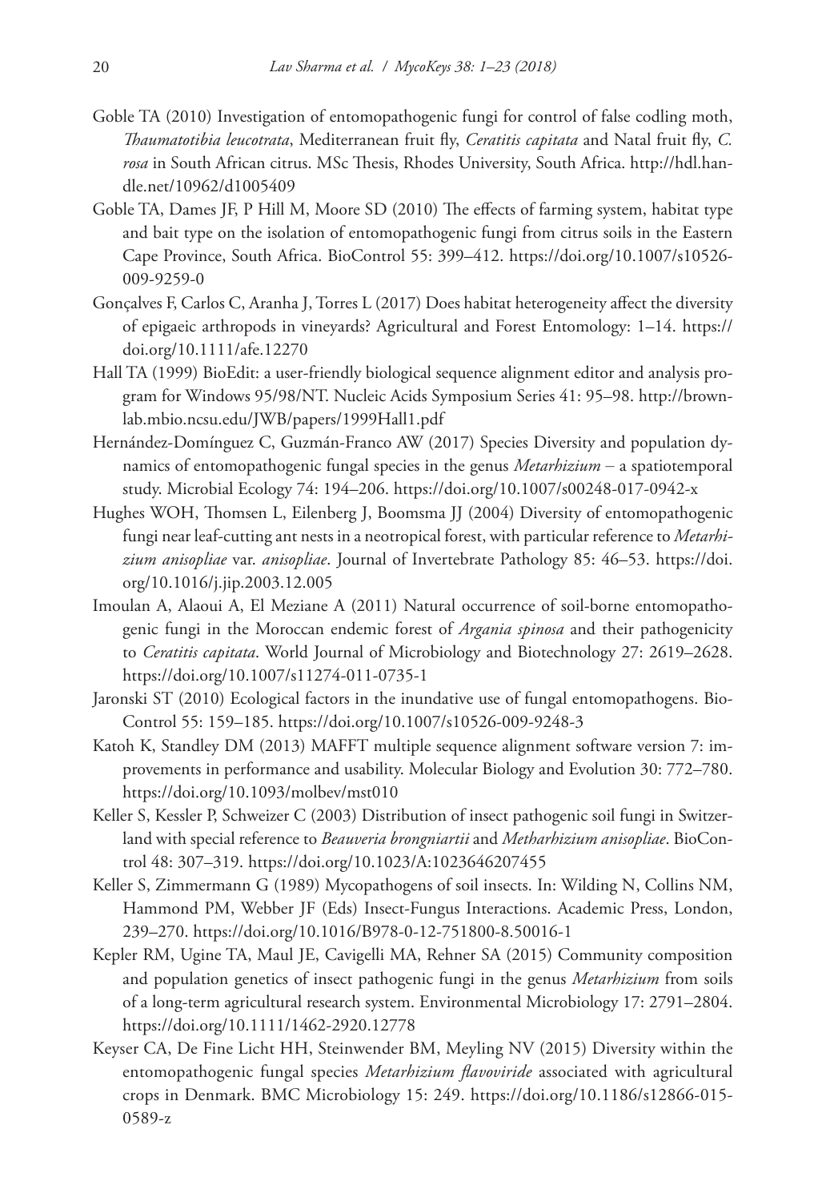Goble TA (2010) Investigation of entomopathogenic fungi for control of false codling moth, *Thaumatotibia leucotrata*, Mediterranean fruit fly, *Ceratitis capitata* and Natal fruit fly, *C. rosa* in South African citrus. MSc Thesis, Rhodes University, South Africa. http://hdl.handle.net/10962/d1005409

Goble TA, Dames JF, P Hill M, Moore SD (2010) The effects of farming system, habitat type and bait type on the isolation of entomopathogenic fungi from citrus soils in the Eastern Cape Province, South Africa. BioControl 55: 399–412. https://doi.org/10.1007/s10526-009-9259-0

Gonçalves F, Carlos C, Aranha J, Torres L (2017) Does habitat heterogeneity affect the diversity of epigaeic arthropods in vineyards? Agricultural and Forest Entomology: 1–14. https://doi.org/10.1111/afe.12270

Hall TA (1999) BioEdit: a user-friendly biological sequence alignment editor and analysis program for Windows 95/98/NT. Nucleic Acids Symposium Series 41: 95–98. http://brownlab.mbio.ncsu.edu/JWB/papers/1999Hall1.pdf

Hernández-Domínguez C, Guzmán-Franco AW (2017) Species Diversity and population dynamics of entomopathogenic fungal species in the genus *Metarhizium* – a spatiotemporal study. Microbial Ecology 74: 194–206. https://doi.org/10.1007/s00248-017-0942-x

Hughes WOH, Thomsen L, Eilenberg J, Boomsma JJ (2004) Diversity of entomopathogenic fungi near leaf-cutting ant nests in a neotropical forest, with particular reference to *Metarhizium anisopliae* var. *anisopliae*. Journal of Invertebrate Pathology 85: 46–53. https://doi.org/10.1016/j.jip.2003.12.005

Imoulan A, Alaoui A, El Meziane A (2011) Natural occurrence of soil-borne entomopathogenic fungi in the Moroccan endemic forest of *Argania spinosa* and their pathogenicity to *Ceratitis capitata*. World Journal of Microbiology and Biotechnology 27: 2619–2628. https://doi.org/10.1007/s11274-011-0735-1

Jaronski ST (2010) Ecological factors in the inundative use of fungal entomopathogens. BioControl 55: 159–185. https://doi.org/10.1007/s10526-009-9248-3

Katoh K, Standley DM (2013) MAFFT multiple sequence alignment software version 7: improvements in performance and usability. Molecular Biology and Evolution 30: 772–780. https://doi.org/10.1093/molbev/mst010

Keller S, Kessler P, Schweizer C (2003) Distribution of insect pathogenic soil fungi in Switzerland with special reference to *Beauveria brongniartii* and *Metharhizium anisopliae*. BioControl 48: 307–319. https://doi.org/10.1023/A:1023646207455

Keller S, Zimmermann G (1989) Mycopathogens of soil insects. In: Wilding N, Collins NM, Hammond PM, Webber JF (Eds) Insect-Fungus Interactions. Academic Press, London, 239–270. https://doi.org/10.1016/B978-0-12-751800-8.50016-1

Kepler RM, Ugine TA, Maul JE, Cavigelli MA, Rehner SA (2015) Community composition and population genetics of insect pathogenic fungi in the genus *Metarhizium* from soils of a long-term agricultural research system. Environmental Microbiology 17: 2791–2804. https://doi.org/10.1111/1462-2920.12778

Keyser CA, De Fine Licht HH, Steinwender BM, Meyling NV (2015) Diversity within the entomopathogenic fungal species *Metarhizium flavoviride* associated with agricultural crops in Denmark. BMC Microbiology 15: 249. https://doi.org/10.1186/s12866-015-0589-z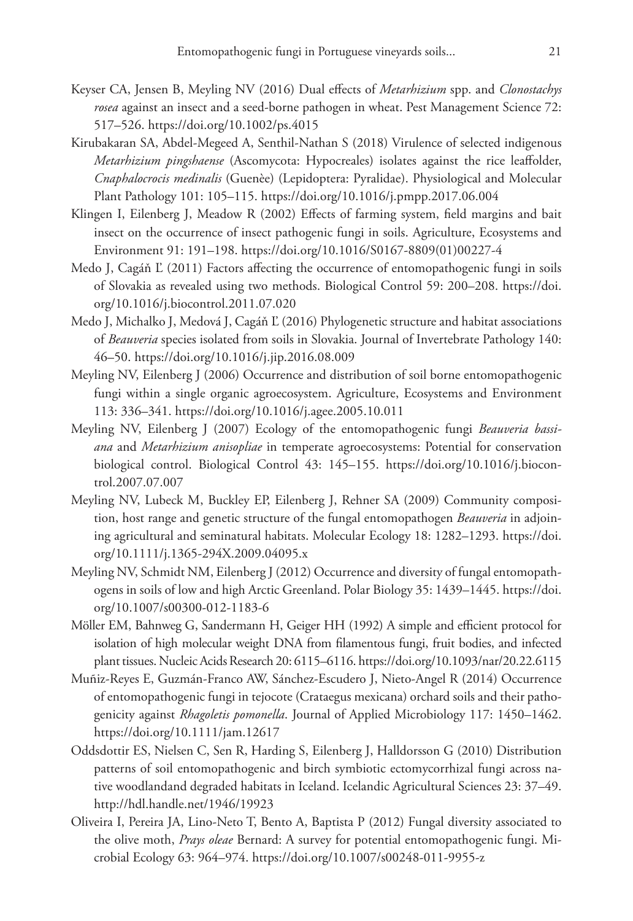Keyser CA, Jensen B, Meyling NV (2016) Dual effects of *Metarhizium* spp. and *Clonostachys rosea* against an insect and a seed-borne pathogen in wheat. Pest Management Science 72: 517–526. https://doi.org/10.1002/ps.4015

Kirubakaran SA, Abdel-Megeed A, Senthil-Nathan S (2018) Virulence of selected indigenous *Metarhizium pingshaense* (Ascomycota: Hypocreales) isolates against the rice leaffolder, *Cnaphalocrocis medinalis* (Guenèe) (Lepidoptera: Pyralidae). Physiological and Molecular Plant Pathology 101: 105–115. https://doi.org/10.1016/j.pmpp.2017.06.004

Klingen I, Eilenberg J, Meadow R (2002) Effects of farming system, field margins and bait insect on the occurrence of insect pathogenic fungi in soils. Agriculture, Ecosystems and Environment 91: 191–198. https://doi.org/10.1016/S0167-8809(01)00227-4

Medo J, Cagáň Ľ (2011) Factors affecting the occurrence of entomopathogenic fungi in soils of Slovakia as revealed using two methods. Biological Control 59: 200–208. https://doi.org/10.1016/j.biocontrol.2011.07.020

Medo J, Michalko J, Medová J, Cagáň Ľ (2016) Phylogenetic structure and habitat associations of *Beauveria* species isolated from soils in Slovakia. Journal of Invertebrate Pathology 140: 46–50. https://doi.org/10.1016/j.jip.2016.08.009

Meyling NV, Eilenberg J (2006) Occurrence and distribution of soil borne entomopathogenic fungi within a single organic agroecosystem. Agriculture, Ecosystems and Environment 113: 336–341. https://doi.org/10.1016/j.agee.2005.10.011

Meyling NV, Eilenberg J (2007) Ecology of the entomopathogenic fungi *Beauveria bassiana* and *Metarhizium anisopliae* in temperate agroecosystems: Potential for conservation biological control. Biological Control 43: 145–155. https://doi.org/10.1016/j.biocontrol.2007.07.007

Meyling NV, Lubeck M, Buckley EP, Eilenberg J, Rehner SA (2009) Community composition, host range and genetic structure of the fungal entomopathogen *Beauveria* in adjoining agricultural and seminatural habitats. Molecular Ecology 18: 1282–1293. https://doi.org/10.1111/j.1365-294X.2009.04095.x

Meyling NV, Schmidt NM, Eilenberg J (2012) Occurrence and diversity of fungal entomopathogens in soils of low and high Arctic Greenland. Polar Biology 35: 1439–1445. https://doi.org/10.1007/s00300-012-1183-6

Möller EM, Bahnweg G, Sandermann H, Geiger HH (1992) A simple and efficient protocol for isolation of high molecular weight DNA from filamentous fungi, fruit bodies, and infected plant tissues. Nucleic Acids Research 20: 6115–6116. https://doi.org/10.1093/nar/20.22.6115

Muñiz-Reyes E, Guzmán-Franco AW, Sánchez-Escudero J, Nieto-Angel R (2014) Occurrence of entomopathogenic fungi in tejocote (Crataegus mexicana) orchard soils and their pathogenicity against *Rhagoletis pomonella*. Journal of Applied Microbiology 117: 1450–1462. https://doi.org/10.1111/jam.12617

Oddsdottir ES, Nielsen C, Sen R, Harding S, Eilenberg J, Halldorsson G (2010) Distribution patterns of soil entomopathogenic and birch symbiotic ectomycorrhizal fungi across native woodlandand degraded habitats in Iceland. Icelandic Agricultural Sciences 23: 37–49. http://hdl.handle.net/1946/19923

Oliveira I, Pereira JA, Lino-Neto T, Bento A, Baptista P (2012) Fungal diversity associated to the olive moth, *Prays oleae* Bernard: A survey for potential entomopathogenic fungi. Microbial Ecology 63: 964–974. https://doi.org/10.1007/s00248-011-9955-z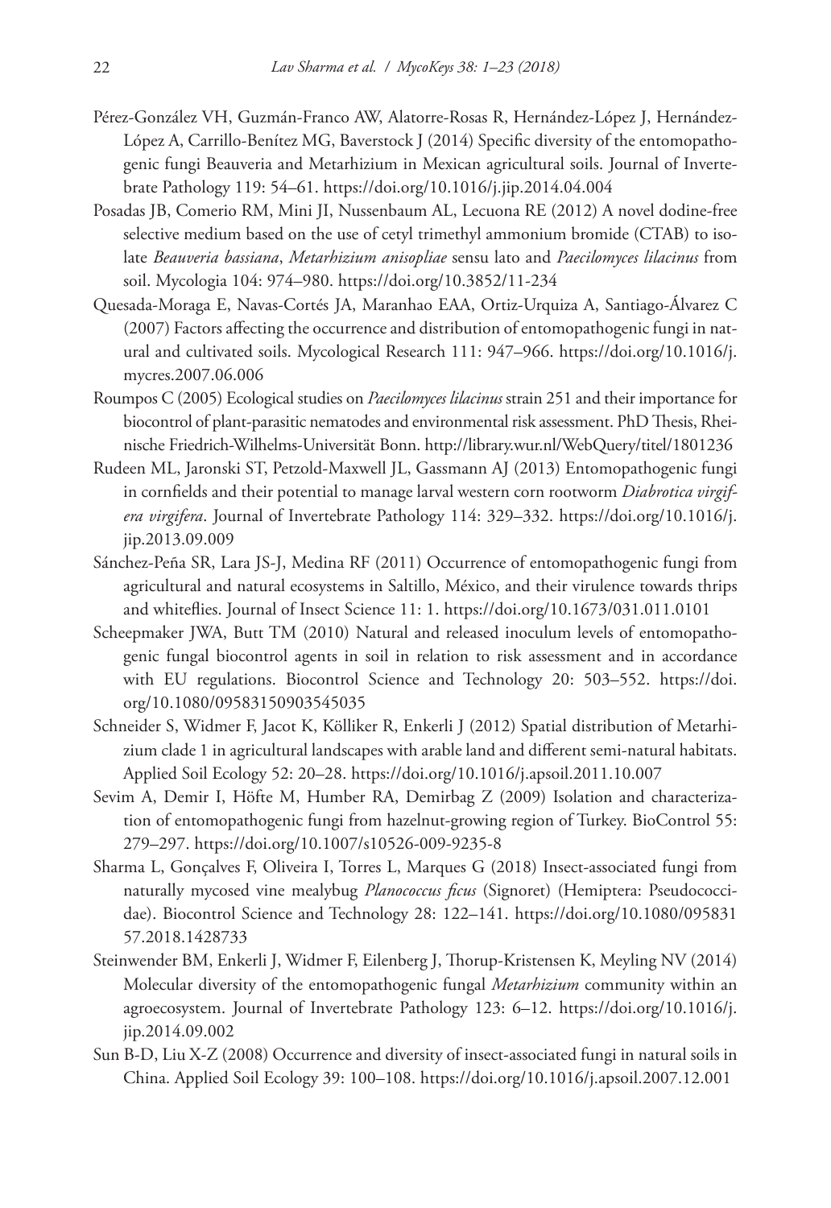Pérez-González VH, Guzmán-Franco AW, Alatorre-Rosas R, Hernández-López J, Hernández-López A, Carrillo-Benítez MG, Baverstock J (2014) Specific diversity of the entomopathogenic fungi Beauveria and Metarhizium in Mexican agricultural soils. Journal of Invertebrate Pathology 119: 54–61. https://doi.org/10.1016/j.jip.2014.04.004

Posadas JB, Comerio RM, Mini JI, Nussenbaum AL, Lecuona RE (2012) A novel dodine-free selective medium based on the use of cetyl trimethyl ammonium bromide (CTAB) to isolate *Beauveria bassiana*, *Metarhizium anisopliae* sensu lato and *Paecilomyces lilacinus* from soil. Mycologia 104: 974–980. https://doi.org/10.3852/11-234

Quesada-Moraga E, Navas-Cortés JA, Maranhao EAA, Ortiz-Urquiza A, Santiago-Álvarez C (2007) Factors affecting the occurrence and distribution of entomopathogenic fungi in natural and cultivated soils. Mycological Research 111: 947–966. https://doi.org/10.1016/j.mycres.2007.06.006

Roumpos C (2005) Ecological studies on *Paecilomyces lilacinus* strain 251 and their importance for biocontrol of plant-parasitic nematodes and environmental risk assessment. PhD Thesis, Rheinische Friedrich-Wilhelms-Universität Bonn. http://library.wur.nl/WebQuery/titel/1801236

Rudeen ML, Jaronski ST, Petzold-Maxwell JL, Gassmann AJ (2013) Entomopathogenic fungi in cornfields and their potential to manage larval western corn rootworm *Diabrotica virgifera virgifera*. Journal of Invertebrate Pathology 114: 329–332. https://doi.org/10.1016/j.jip.2013.09.009

Sánchez-Peña SR, Lara JS-J, Medina RF (2011) Occurrence of entomopathogenic fungi from agricultural and natural ecosystems in Saltillo, México, and their virulence towards thrips and whiteflies. Journal of Insect Science 11: 1. https://doi.org/10.1673/031.011.0101

Scheepmaker JWA, Butt TM (2010) Natural and released inoculum levels of entomopathogenic fungal biocontrol agents in soil in relation to risk assessment and in accordance with EU regulations. Biocontrol Science and Technology 20: 503–552. https://doi.org/10.1080/09583150903545035

Schneider S, Widmer F, Jacot K, Kölliker R, Enkerli J (2012) Spatial distribution of Metarhizium clade 1 in agricultural landscapes with arable land and different semi-natural habitats. Applied Soil Ecology 52: 20–28. https://doi.org/10.1016/j.apsoil.2011.10.007

Sevim A, Demir I, Höfte M, Humber RA, Demirbag Z (2009) Isolation and characterization of entomopathogenic fungi from hazelnut-growing region of Turkey. BioControl 55: 279–297. https://doi.org/10.1007/s10526-009-9235-8

Sharma L, Gonçalves F, Oliveira I, Torres L, Marques G (2018) Insect-associated fungi from naturally mycosed vine mealybug *Planococcus ficus* (Signoret) (Hemiptera: Pseudococcidae). Biocontrol Science and Technology 28: 122–141. https://doi.org/10.1080/09583157.2018.1428733

Steinwender BM, Enkerli J, Widmer F, Eilenberg J, Thorup-Kristensen K, Meyling NV (2014) Molecular diversity of the entomopathogenic fungal *Metarhizium* community within an agroecosystem. Journal of Invertebrate Pathology 123: 6–12. https://doi.org/10.1016/j.jip.2014.09.002

Sun B-D, Liu X-Z (2008) Occurrence and diversity of insect-associated fungi in natural soils in China. Applied Soil Ecology 39: 100–108. https://doi.org/10.1016/j.apsoil.2007.12.001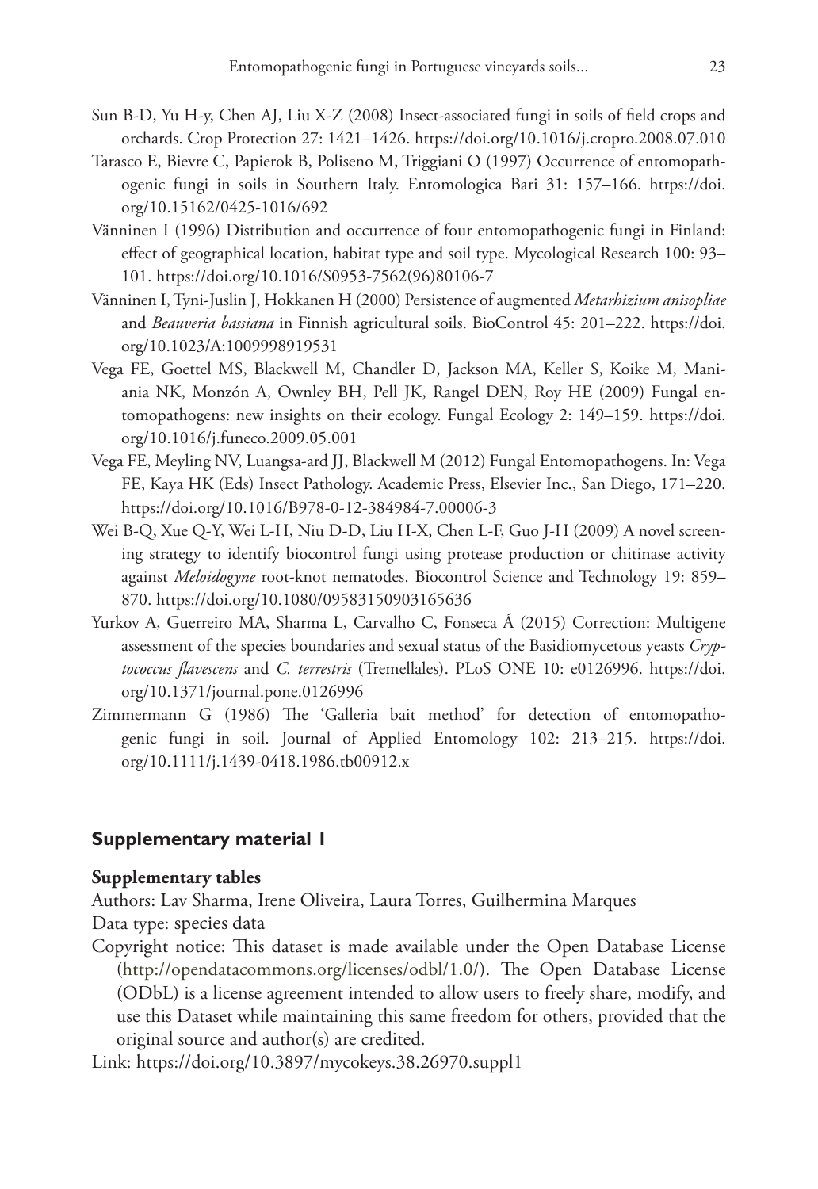Sun B-D, Yu H-y, Chen AJ, Liu X-Z (2008) Insect-associated fungi in soils of field crops and orchards. Crop Protection 27: 1421–1426. https://doi.org/10.1016/j.cropro.2008.07.010

Tarasco E, Bievre C, Papierok B, Poliseno M, Triggiani O (1997) Occurrence of entomopathogenic fungi in soils in Southern Italy. Entomologica Bari 31: 157–166. https://doi.org/10.15162/0425-1016/692

Vänninen I (1996) Distribution and occurrence of four entomopathogenic fungi in Finland: effect of geographical location, habitat type and soil type. Mycological Research 100: 93–101. https://doi.org/10.1016/S0953-7562(96)80106-7

Vänninen I, Tyni-Juslin J, Hokkanen H (2000) Persistence of augmented *Metarhizium anisopliae* and *Beauveria bassiana* in Finnish agricultural soils. BioControl 45: 201–222. https://doi.org/10.1023/A:1009998919531

Vega FE, Goettel MS, Blackwell M, Chandler D, Jackson MA, Keller S, Koike M, Maniania NK, Monzón A, Ownley BH, Pell JK, Rangel DEN, Roy HE (2009) Fungal entomopathogens: new insights on their ecology. Fungal Ecology 2: 149–159. https://doi.org/10.1016/j.funeco.2009.05.001

Vega FE, Meyling NV, Luangsa-ard JJ, Blackwell M (2012) Fungal Entomopathogens. In: Vega FE, Kaya HK (Eds) Insect Pathology. Academic Press, Elsevier Inc., San Diego, 171–220. https://doi.org/10.1016/B978-0-12-384984-7.00006-3

Wei B-Q, Xue Q-Y, Wei L-H, Niu D-D, Liu H-X, Chen L-F, Guo J-H (2009) A novel screening strategy to identify biocontrol fungi using protease production or chitinase activity against *Meloidogyne* root-knot nematodes. Biocontrol Science and Technology 19: 859–870. https://doi.org/10.1080/09583150903165636

Yurkov A, Guerreiro MA, Sharma L, Carvalho C, Fonseca Á (2015) Correction: Multigene assessment of the species boundaries and sexual status of the Basidiomycetous yeasts *Cryptococcus flavescens* and *C. terrestris* (Tremellales). PLoS ONE 10: e0126996. https://doi.org/10.1371/journal.pone.0126996

Zimmermann G (1986) The 'Galleria bait method' for detection of entomopathogenic fungi in soil. Journal of Applied Entomology 102: 213–215. https://doi.org/10.1111/j.1439-0418.1986.tb00912.x

## Supplementary material 1

**Supplementary tables**

Authors: Lav Sharma, Irene Oliveira, Laura Torres, Guilhermina Marques

Data type: species data

Copyright notice: This dataset is made available under the Open Database License (http://opendatacommons.org/licenses/odbl/1.0/). The Open Database License (ODbL) is a license agreement intended to allow users to freely share, modify, and use this Dataset while maintaining this same freedom for others, provided that the original source and author(s) are credited.

Link: https://doi.org/10.3897/mycokeys.38.26970.suppl1